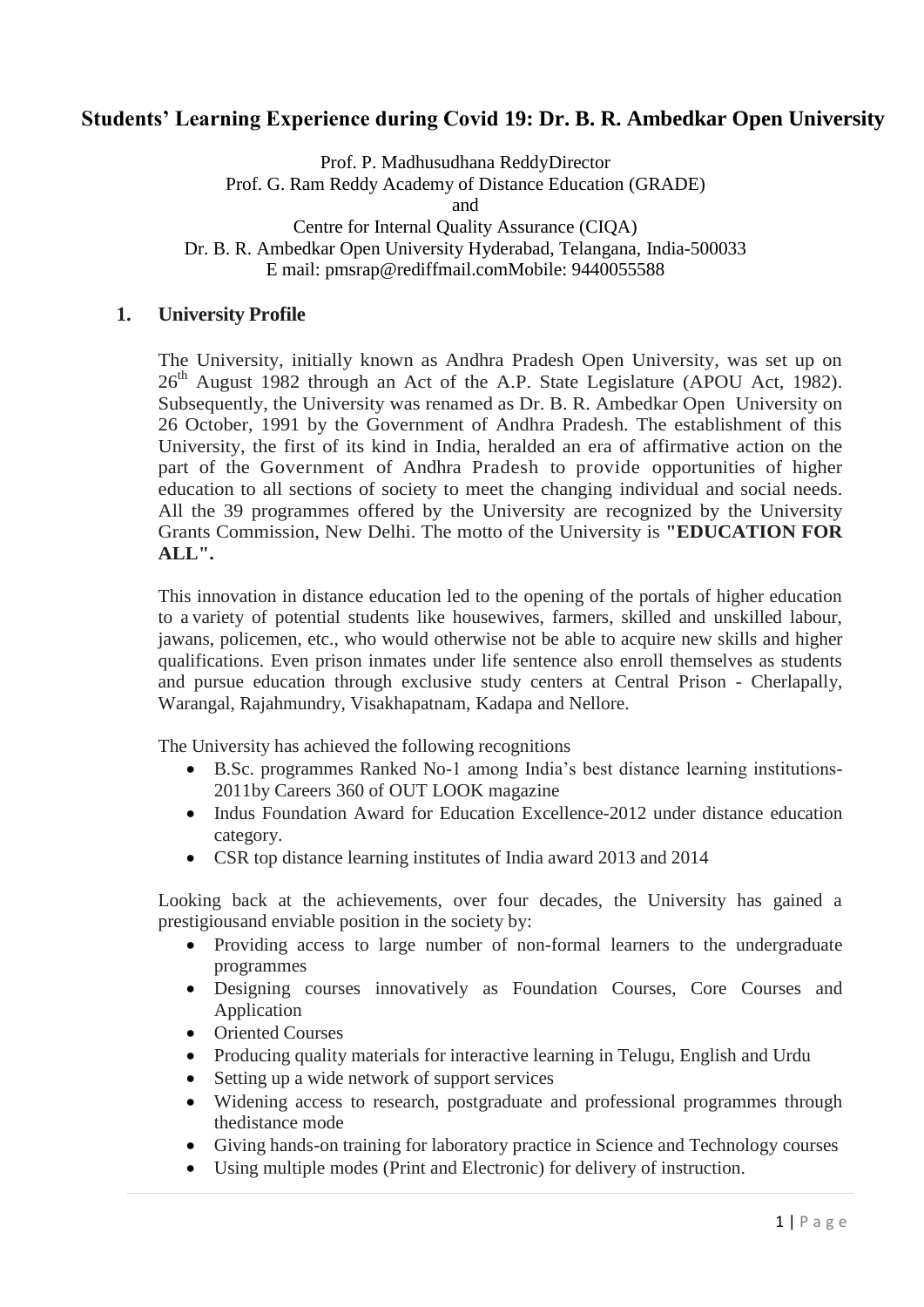# Students' Learning Experience during Covid 19: Dr. B. R. Ambedkar Open University

Prof. P. Madhusudhana ReddyDirector
Prof. G. Ram Reddy Academy of Distance Education (GRADE)
and
Centre for Internal Quality Assurance (CIQA)
Dr. B. R. Ambedkar Open University Hyderabad, Telangana, India-500033
E mail: pmsrap@rediffmail.comMobile: 9440055588

## 1. University Profile

The University, initially known as Andhra Pradesh Open University, was set up on 26th August 1982 through an Act of the A.P. State Legislature (APOU Act, 1982). Subsequently, the University was renamed as Dr. B. R. Ambedkar Open University on 26 October, 1991 by the Government of Andhra Pradesh. The establishment of this University, the first of its kind in India, heralded an era of affirmative action on the part of the Government of Andhra Pradesh to provide opportunities of higher education to all sections of society to meet the changing individual and social needs. All the 39 programmes offered by the University are recognized by the University Grants Commission, New Delhi. The motto of the University is **"EDUCATION FOR ALL".**

This innovation in distance education led to the opening of the portals of higher education to a variety of potential students like housewives, farmers, skilled and unskilled labour, jawans, policemen, etc., who would otherwise not be able to acquire new skills and higher qualifications. Even prison inmates under life sentence also enroll themselves as students and pursue education through exclusive study centers at Central Prison - Cherlapally, Warangal, Rajahmundry, Visakhapatnam, Kadapa and Nellore.

The University has achieved the following recognitions

- B.Sc. programmes Ranked No-1 among India's best distance learning institutions-2011by Careers 360 of OUT LOOK magazine
- Indus Foundation Award for Education Excellence-2012 under distance education category.
- CSR top distance learning institutes of India award 2013 and 2014

Looking back at the achievements, over four decades, the University has gained a prestigiousand enviable position in the society by:

- Providing access to large number of non-formal learners to the undergraduate programmes
- Designing courses innovatively as Foundation Courses, Core Courses and Application
- Oriented Courses
- Producing quality materials for interactive learning in Telugu, English and Urdu
- Setting up a wide network of support services
- Widening access to research, postgraduate and professional programmes through thedistance mode
- Giving hands-on training for laboratory practice in Science and Technology courses
- Using multiple modes (Print and Electronic) for delivery of instruction.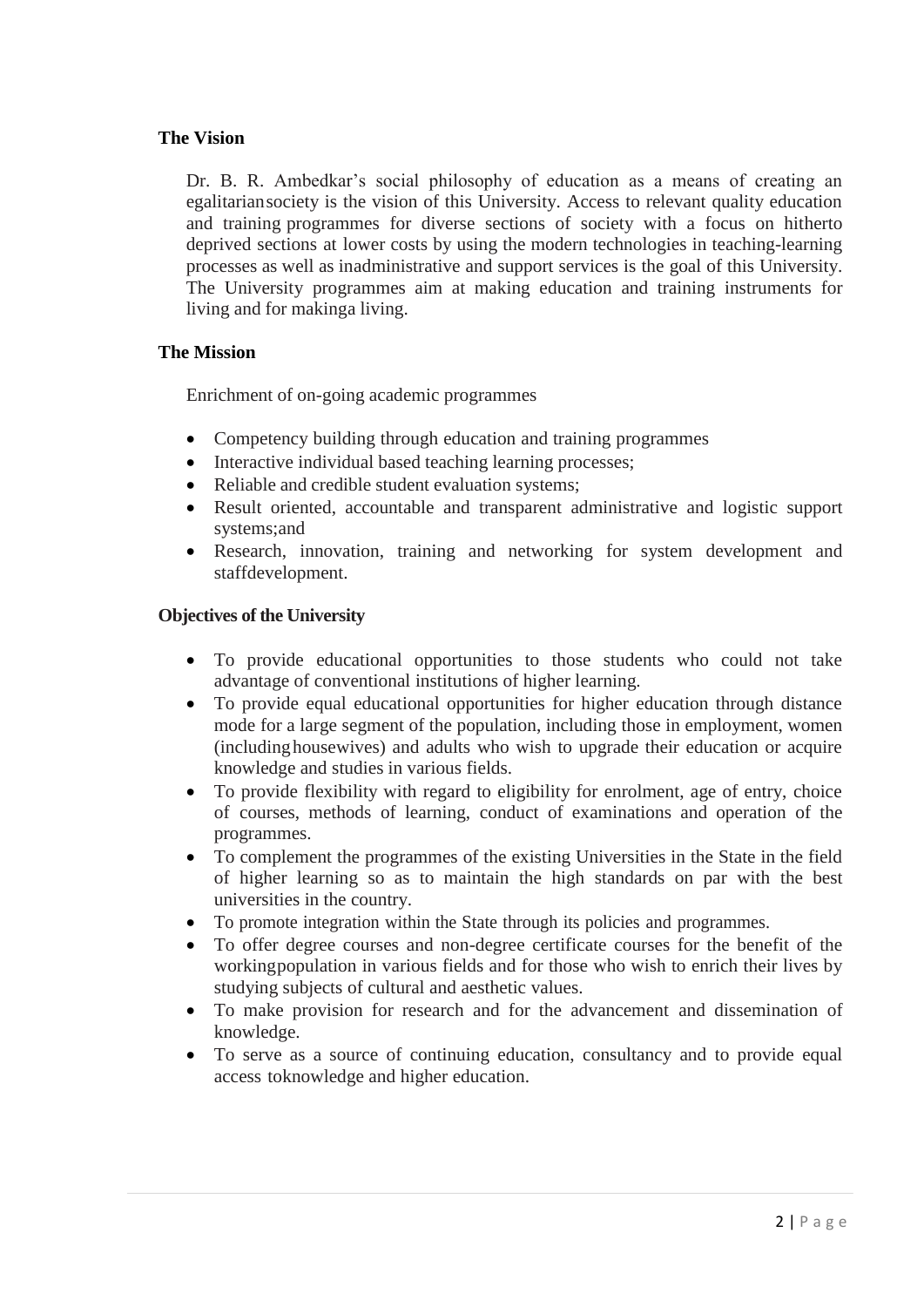## The Vision

Dr. B. R. Ambedkar's social philosophy of education as a means of creating an egalitariansociety is the vision of this University. Access to relevant quality education and training programmes for diverse sections of society with a focus on hitherto deprived sections at lower costs by using the modern technologies in teaching-learning processes as well as inadministrative and support services is the goal of this University. The University programmes aim at making education and training instruments for living and for makinga living.

## The Mission

Enrichment of on-going academic programmes

- Competency building through education and training programmes
- Interactive individual based teaching learning processes;
- Reliable and credible student evaluation systems;
- Result oriented, accountable and transparent administrative and logistic support systems;and
- Research, innovation, training and networking for system development and staffdevelopment.

## Objectives of the University

- To provide educational opportunities to those students who could not take advantage of conventional institutions of higher learning.
- To provide equal educational opportunities for higher education through distance mode for a large segment of the population, including those in employment, women (includinghousewives) and adults who wish to upgrade their education or acquire knowledge and studies in various fields.
- To provide flexibility with regard to eligibility for enrolment, age of entry, choice of courses, methods of learning, conduct of examinations and operation of the programmes.
- To complement the programmes of the existing Universities in the State in the field of higher learning so as to maintain the high standards on par with the best universities in the country.
- To promote integration within the State through its policies and programmes.
- To offer degree courses and non-degree certificate courses for the benefit of the workingpopulation in various fields and for those who wish to enrich their lives by studying subjects of cultural and aesthetic values.
- To make provision for research and for the advancement and dissemination of knowledge.
- To serve as a source of continuing education, consultancy and to provide equal access toknowledge and higher education.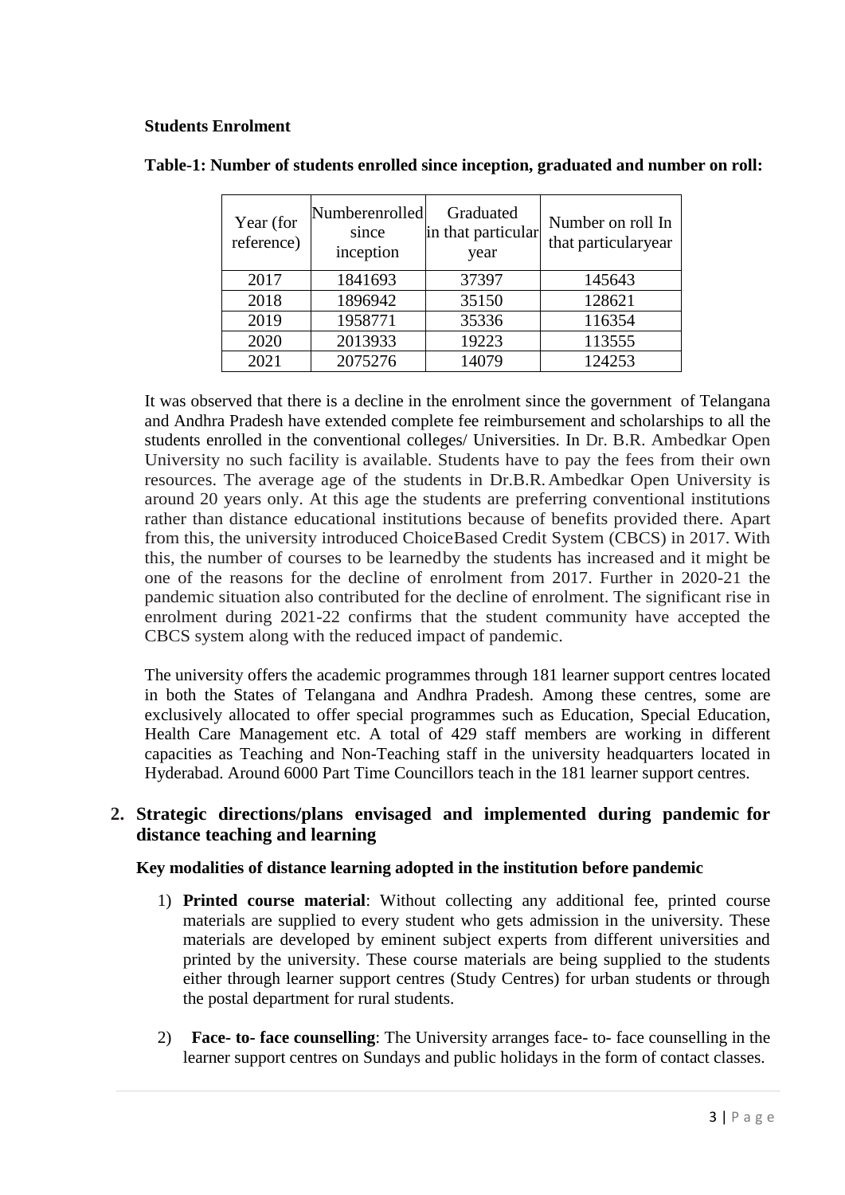**Students Enrolment**

**Table-1: Number of students enrolled since inception, graduated and number on roll:**

| Year (for reference) | Numberenrolled since inception | Graduated in that particular year | Number on roll In that particularyear |
|---|---|---|---|
| 2017 | 1841693 | 37397 | 145643 |
| 2018 | 1896942 | 35150 | 128621 |
| 2019 | 1958771 | 35336 | 116354 |
| 2020 | 2013933 | 19223 | 113555 |
| 2021 | 2075276 | 14079 | 124253 |

It was observed that there is a decline in the enrolment since the government of Telangana and Andhra Pradesh have extended complete fee reimbursement and scholarships to all the students enrolled in the conventional colleges/ Universities. In Dr. B.R. Ambedkar Open University no such facility is available. Students have to pay the fees from their own resources. The average age of the students in Dr.B.R. Ambedkar Open University is around 20 years only. At this age the students are preferring conventional institutions rather than distance educational institutions because of benefits provided there. Apart from this, the university introduced ChoiceBased Credit System (CBCS) in 2017. With this, the number of courses to be learnedby the students has increased and it might be one of the reasons for the decline of enrolment from 2017. Further in 2020-21 the pandemic situation also contributed for the decline of enrolment. The significant rise in enrolment during 2021-22 confirms that the student community have accepted the CBCS system along with the reduced impact of pandemic.

The university offers the academic programmes through 181 learner support centres located in both the States of Telangana and Andhra Pradesh. Among these centres, some are exclusively allocated to offer special programmes such as Education, Special Education, Health Care Management etc. A total of 429 staff members are working in different capacities as Teaching and Non-Teaching staff in the university headquarters located in Hyderabad. Around 6000 Part Time Councillors teach in the 181 learner support centres.

## 2. Strategic directions/plans envisaged and implemented during pandemic for distance teaching and learning

**Key modalities of distance learning adopted in the institution before pandemic**

1) **Printed course material**: Without collecting any additional fee, printed course materials are supplied to every student who gets admission in the university. These materials are developed by eminent subject experts from different universities and printed by the university. These course materials are being supplied to the students either through learner support centres (Study Centres) for urban students or through the postal department for rural students.

2) **Face- to- face counselling**: The University arranges face- to- face counselling in the learner support centres on Sundays and public holidays in the form of contact classes.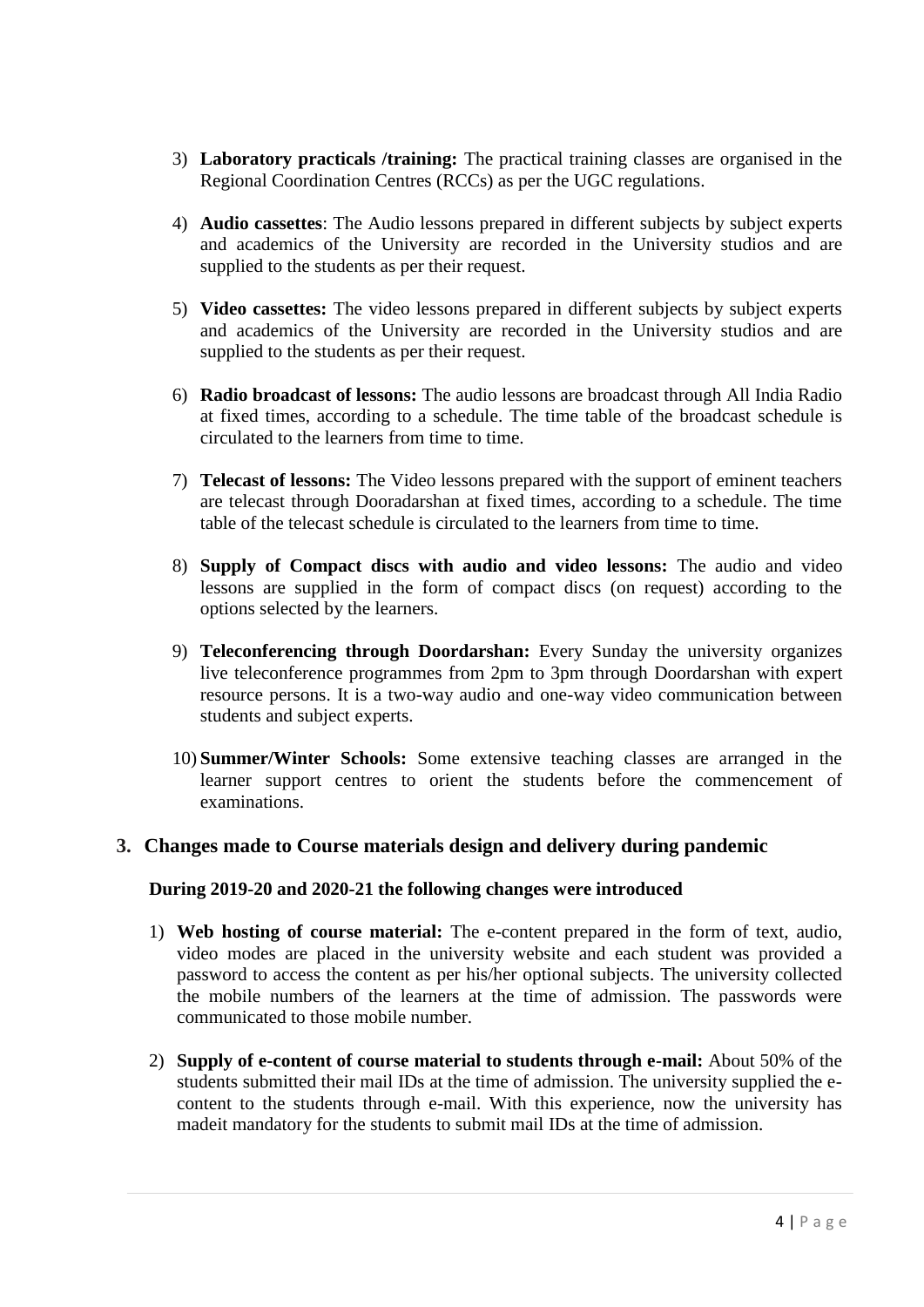3) **Laboratory practicals /training:** The practical training classes are organised in the Regional Coordination Centres (RCCs) as per the UGC regulations.

4) **Audio cassettes**: The Audio lessons prepared in different subjects by subject experts and academics of the University are recorded in the University studios and are supplied to the students as per their request.

5) **Video cassettes:** The video lessons prepared in different subjects by subject experts and academics of the University are recorded in the University studios and are supplied to the students as per their request.

6) **Radio broadcast of lessons:** The audio lessons are broadcast through All India Radio at fixed times, according to a schedule. The time table of the broadcast schedule is circulated to the learners from time to time.

7) **Telecast of lessons:** The Video lessons prepared with the support of eminent teachers are telecast through Dooradarshan at fixed times, according to a schedule. The time table of the telecast schedule is circulated to the learners from time to time.

8) **Supply of Compact discs with audio and video lessons:** The audio and video lessons are supplied in the form of compact discs (on request) according to the options selected by the learners.

9) **Teleconferencing through Doordarshan:** Every Sunday the university organizes live teleconference programmes from 2pm to 3pm through Doordarshan with expert resource persons. It is a two-way audio and one-way video communication between students and subject experts.

10) **Summer/Winter Schools:** Some extensive teaching classes are arranged in the learner support centres to orient the students before the commencement of examinations.

## 3. Changes made to Course materials design and delivery during pandemic

**During 2019-20 and 2020-21 the following changes were introduced**

1) **Web hosting of course material:** The e-content prepared in the form of text, audio, video modes are placed in the university website and each student was provided a password to access the content as per his/her optional subjects. The university collected the mobile numbers of the learners at the time of admission. The passwords were communicated to those mobile number.

2) **Supply of e-content of course material to students through e-mail:** About 50% of the students submitted their mail IDs at the time of admission. The university supplied the e-content to the students through e-mail. With this experience, now the university has madeit mandatory for the students to submit mail IDs at the time of admission.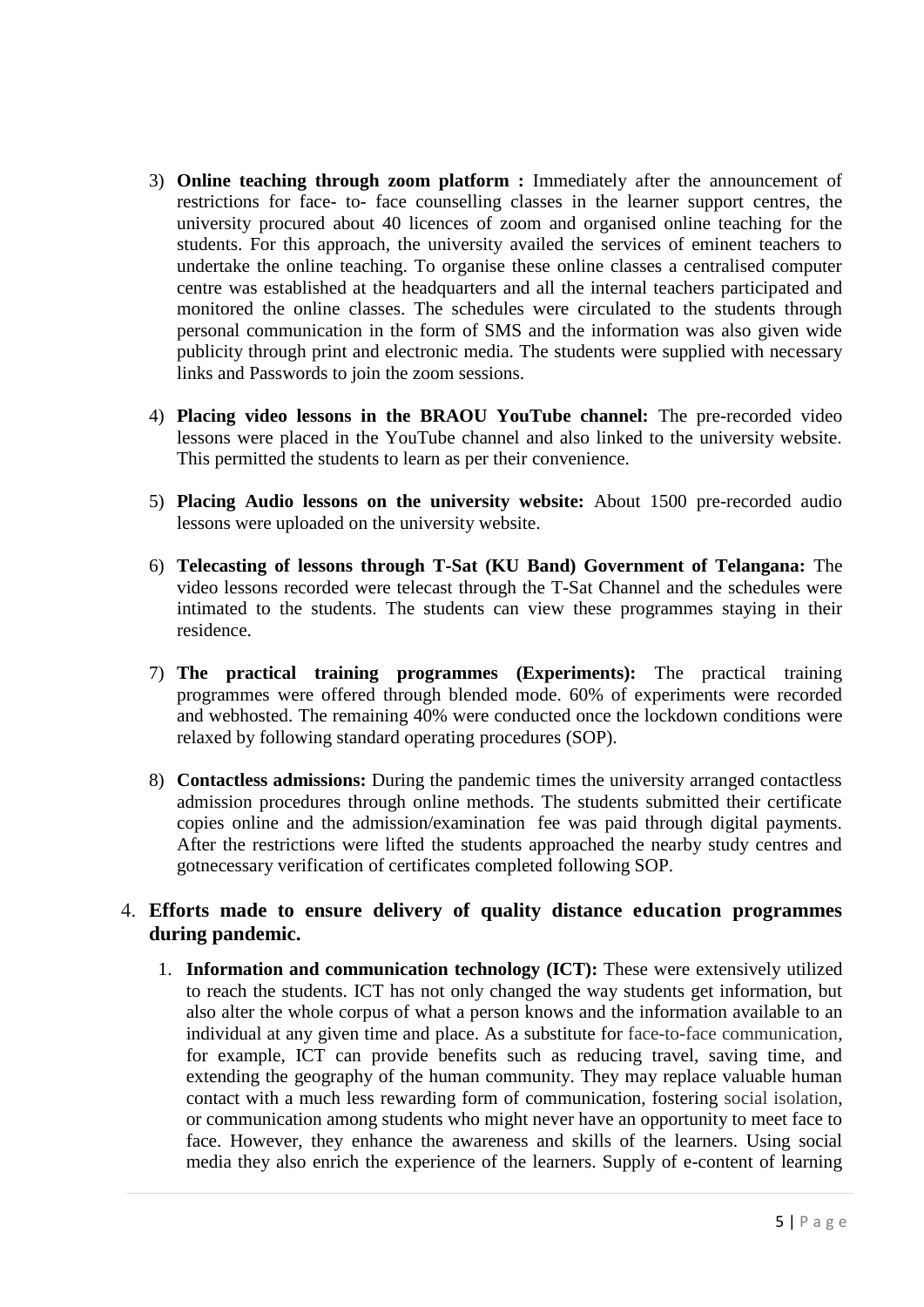3) **Online teaching through zoom platform :** Immediately after the announcement of restrictions for face- to- face counselling classes in the learner support centres, the university procured about 40 licences of zoom and organised online teaching for the students. For this approach, the university availed the services of eminent teachers to undertake the online teaching. To organise these online classes a centralised computer centre was established at the headquarters and all the internal teachers participated and monitored the online classes. The schedules were circulated to the students through personal communication in the form of SMS and the information was also given wide publicity through print and electronic media. The students were supplied with necessary links and Passwords to join the zoom sessions.

4) **Placing video lessons in the BRAOU YouTube channel:** The pre-recorded video lessons were placed in the YouTube channel and also linked to the university website. This permitted the students to learn as per their convenience.

5) **Placing Audio lessons on the university website:** About 1500 pre-recorded audio lessons were uploaded on the university website.

6) **Telecasting of lessons through T-Sat (KU Band) Government of Telangana:** The video lessons recorded were telecast through the T-Sat Channel and the schedules were intimated to the students. The students can view these programmes staying in their residence.

7) **The practical training programmes (Experiments):** The practical training programmes were offered through blended mode. 60% of experiments were recorded and webhosted. The remaining 40% were conducted once the lockdown conditions were relaxed by following standard operating procedures (SOP).

8) **Contactless admissions:** During the pandemic times the university arranged contactless admission procedures through online methods. The students submitted their certificate copies online and the admission/examination fee was paid through digital payments. After the restrictions were lifted the students approached the nearby study centres and gotnecessary verification of certificates completed following SOP.

4. **Efforts made to ensure delivery of quality distance education programmes during pandemic.**

   1. **Information and communication technology (ICT):** These were extensively utilized to reach the students. ICT has not only changed the way students get information, but also alter the whole corpus of what a person knows and the information available to an individual at any given time and place. As a substitute for face-to-face communication, for example, ICT can provide benefits such as reducing travel, saving time, and extending the geography of the human community. They may replace valuable human contact with a much less rewarding form of communication, fostering social isolation, or communication among students who might never have an opportunity to meet face to face. However, they enhance the awareness and skills of the learners. Using social media they also enrich the experience of the learners. Supply of e-content of learning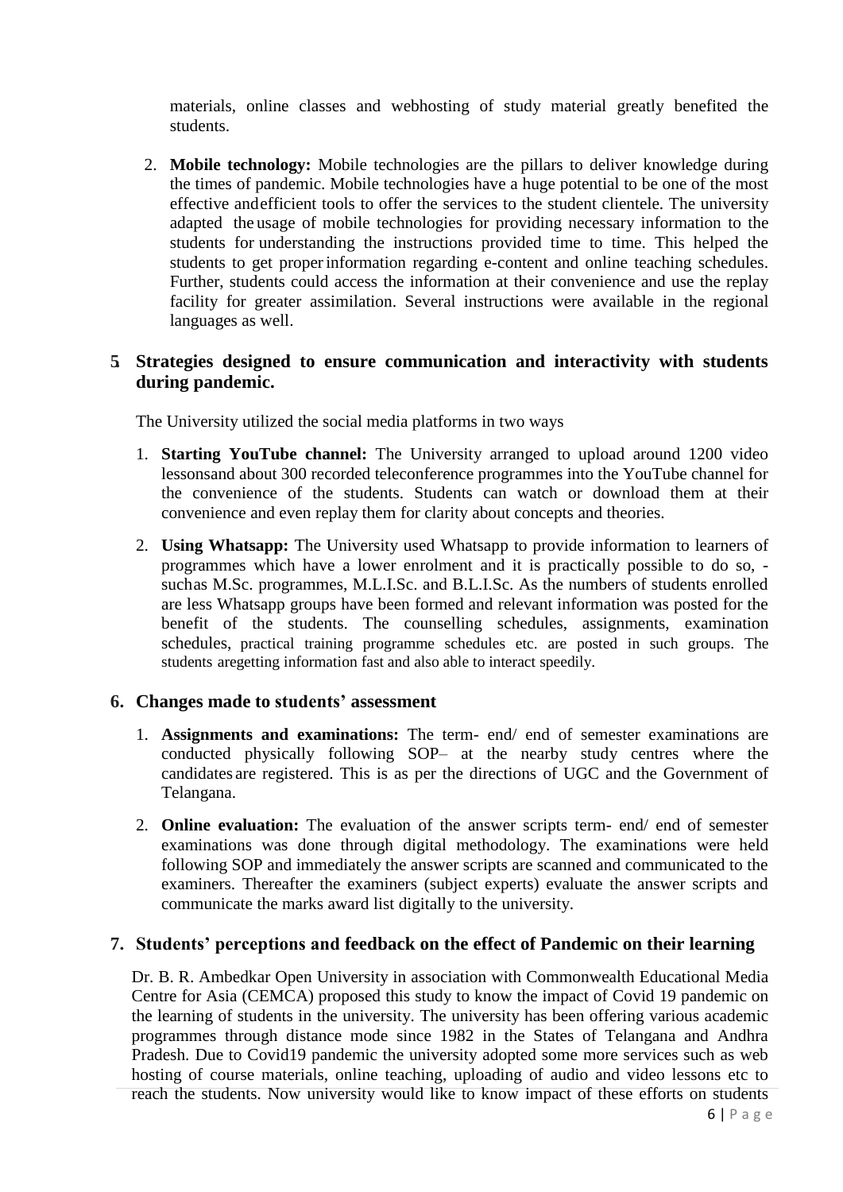materials, online classes and webhosting of study material greatly benefited the students.

2. **Mobile technology:** Mobile technologies are the pillars to deliver knowledge during the times of pandemic. Mobile technologies have a huge potential to be one of the most effective andefficient tools to offer the services to the student clientele. The university adapted the usage of mobile technologies for providing necessary information to the students for understanding the instructions provided time to time. This helped the students to get proper information regarding e-content and online teaching schedules. Further, students could access the information at their convenience and use the replay facility for greater assimilation. Several instructions were available in the regional languages as well.

## 5. Strategies designed to ensure communication and interactivity with students during pandemic.

The University utilized the social media platforms in two ways

1. **Starting YouTube channel:** The University arranged to upload around 1200 video lessonsand about 300 recorded teleconference programmes into the YouTube channel for the convenience of the students. Students can watch or download them at their convenience and even replay them for clarity about concepts and theories.
2. **Using Whatsapp:** The University used Whatsapp to provide information to learners of programmes which have a lower enrolment and it is practically possible to do so, - suchas M.Sc. programmes, M.L.I.Sc. and B.L.I.Sc. As the numbers of students enrolled are less Whatsapp groups have been formed and relevant information was posted for the benefit of the students. The counselling schedules, assignments, examination schedules, practical training programme schedules etc. are posted in such groups. The students aregetting information fast and also able to interact speedily.

## 6. Changes made to students' assessment

1. **Assignments and examinations:** The term- end/ end of semester examinations are conducted physically following SOP– at the nearby study centres where the candidates are registered. This is as per the directions of UGC and the Government of Telangana.
2. **Online evaluation:** The evaluation of the answer scripts term- end/ end of semester examinations was done through digital methodology. The examinations were held following SOP and immediately the answer scripts are scanned and communicated to the examiners. Thereafter the examiners (subject experts) evaluate the answer scripts and communicate the marks award list digitally to the university.

## 7. Students' perceptions and feedback on the effect of Pandemic on their learning

Dr. B. R. Ambedkar Open University in association with Commonwealth Educational Media Centre for Asia (CEMCA) proposed this study to know the impact of Covid 19 pandemic on the learning of students in the university. The university has been offering various academic programmes through distance mode since 1982 in the States of Telangana and Andhra Pradesh. Due to Covid19 pandemic the university adopted some more services such as web hosting of course materials, online teaching, uploading of audio and video lessons etc to reach the students. Now university would like to know impact of these efforts on students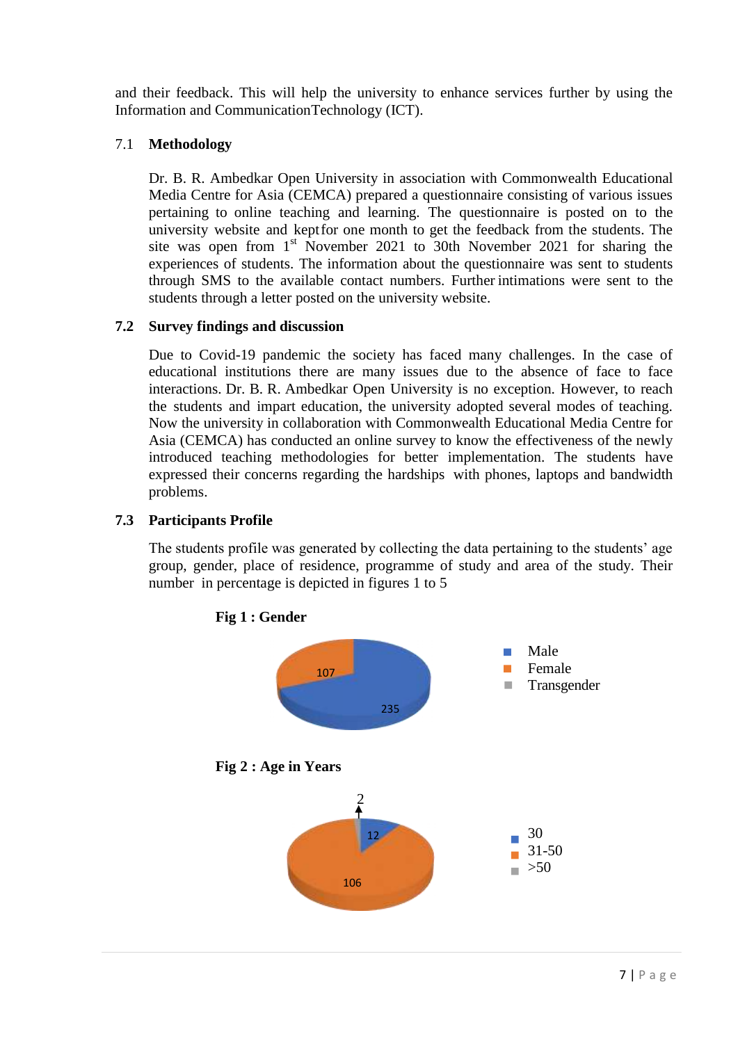and their feedback. This will help the university to enhance services further by using the Information and CommunicationTechnology (ICT).

### 7.1 Methodology

Dr. B. R. Ambedkar Open University in association with Commonwealth Educational Media Centre for Asia (CEMCA) prepared a questionnaire consisting of various issues pertaining to online teaching and learning. The questionnaire is posted on to the university website and keptfor one month to get the feedback from the students. The site was open from 1st November 2021 to 30th November 2021 for sharing the experiences of students. The information about the questionnaire was sent to students through SMS to the available contact numbers. Further intimations were sent to the students through a letter posted on the university website.

### 7.2 Survey findings and discussion

Due to Covid-19 pandemic the society has faced many challenges. In the case of educational institutions there are many issues due to the absence of face to face interactions. Dr. B. R. Ambedkar Open University is no exception. However, to reach the students and impart education, the university adopted several modes of teaching. Now the university in collaboration with Commonwealth Educational Media Centre for Asia (CEMCA) has conducted an online survey to know the effectiveness of the newly introduced teaching methodologies for better implementation. The students have expressed their concerns regarding the hardships with phones, laptops and bandwidth problems.

### 7.3 Participants Profile

The students profile was generated by collecting the data pertaining to the students' age group, gender, place of residence, programme of study and area of the study. Their number in percentage is depicted in figures 1 to 5

**Fig 1 : Gender**

| Gender | Count |
|---|---|
| Male | 235 |
| Female | 107 |
| Transgender | |

**Fig 2 : Age in Years**

| Age | Count |
|---|---|
| 30 | 12 |
| 31-50 | 106 |
| >50 | 2 |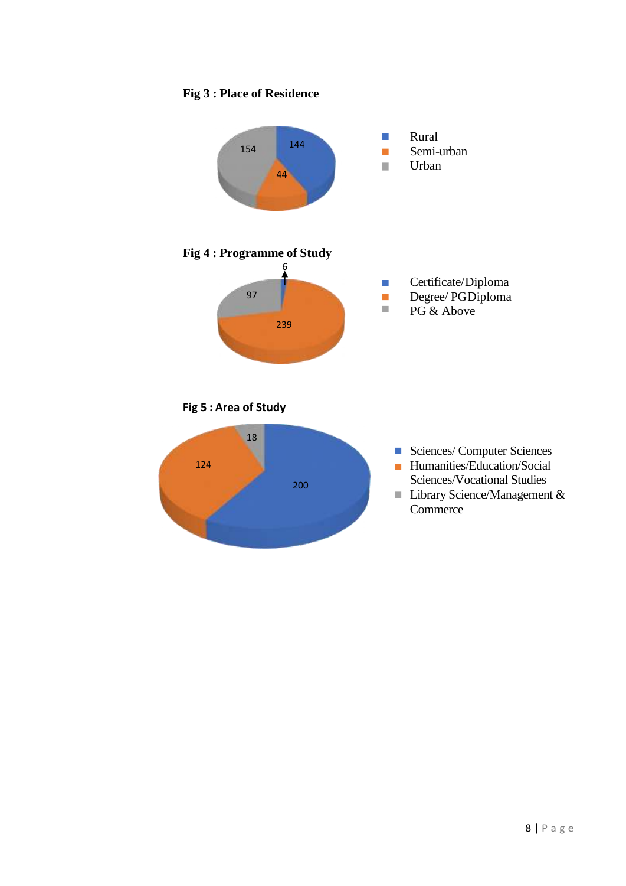**Fig 3 : Place of Residence**

| Place of Residence | Count |
|---|---|
| Rural | 144 |
| Semi-urban | 44 |
| Urban | 154 |

**Fig 4 : Programme of Study**

| Programme of Study | Count |
|---|---|
| Certificate/Diploma | 6 |
| Degree/ PG Diploma | 239 |
| PG & Above | 97 |

**Fig 5 : Area of Study**

| Area of Study | Count |
|---|---|
| Sciences/ Computer Sciences | 200 |
| Humanities/Education/Social Sciences/Vocational Studies | 124 |
| Library Science/Management & Commerce | 18 |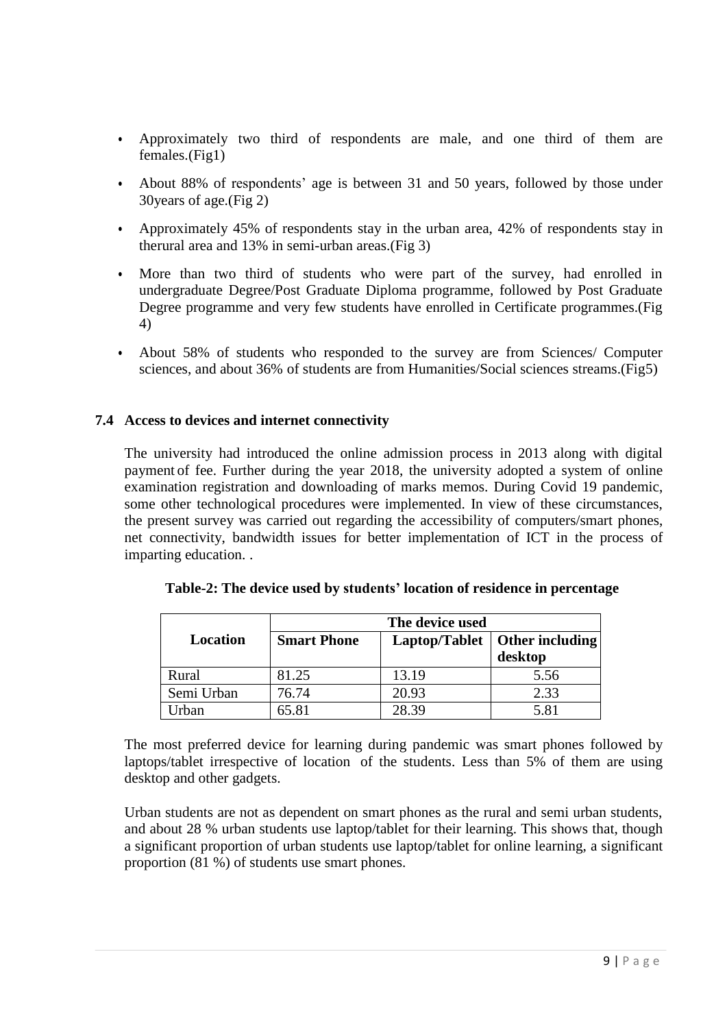- Approximately two third of respondents are male, and one third of them are females.(Fig1)
- About 88% of respondents' age is between 31 and 50 years, followed by those under 30years of age.(Fig 2)
- Approximately 45% of respondents stay in the urban area, 42% of respondents stay in therural area and 13% in semi-urban areas.(Fig 3)
- More than two third of students who were part of the survey, had enrolled in undergraduate Degree/Post Graduate Diploma programme, followed by Post Graduate Degree programme and very few students have enrolled in Certificate programmes.(Fig 4)
- About 58% of students who responded to the survey are from Sciences/ Computer sciences, and about 36% of students are from Humanities/Social sciences streams.(Fig5)

### 7.4 Access to devices and internet connectivity

The university had introduced the online admission process in 2013 along with digital payment of fee. Further during the year 2018, the university adopted a system of online examination registration and downloading of marks memos. During Covid 19 pandemic, some other technological procedures were implemented. In view of these circumstances, the present survey was carried out regarding the accessibility of computers/smart phones, net connectivity, bandwidth issues for better implementation of ICT in the process of imparting education. .

**Table-2: The device used by students' location of residence in percentage**

| Location | The device used | | |
|---|---|---|---|
| | **Smart Phone** | **Laptop/Tablet** | **Other including desktop** |
| Rural | 81.25 | 13.19 | 5.56 |
| Semi Urban | 76.74 | 20.93 | 2.33 |
| Urban | 65.81 | 28.39 | 5.81 |

The most preferred device for learning during pandemic was smart phones followed by laptops/tablet irrespective of location of the students. Less than 5% of them are using desktop and other gadgets.

Urban students are not as dependent on smart phones as the rural and semi urban students, and about 28 % urban students use laptop/tablet for their learning. This shows that, though a significant proportion of urban students use laptop/tablet for online learning, a significant proportion (81 %) of students use smart phones.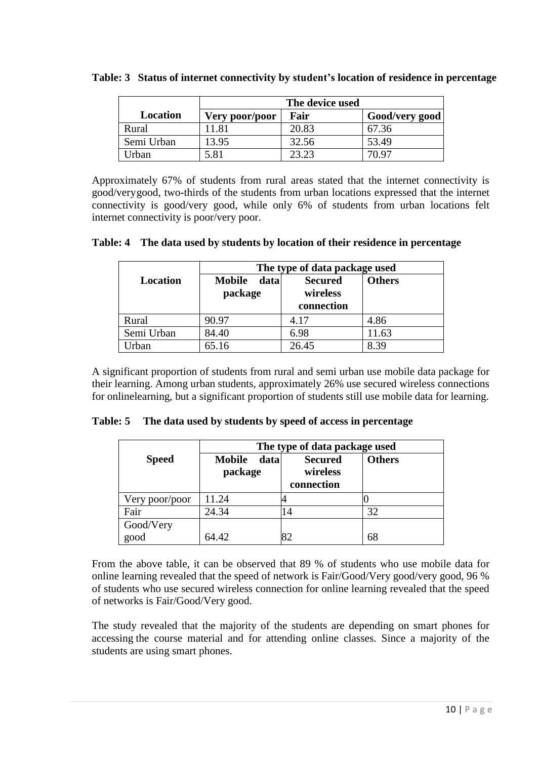**Table: 3 Status of internet connectivity by student's location of residence in percentage**

| Location | The device used | | |
|---|---|---|---|
| | Very poor/poor | Fair | Good/very good |
| Rural | 11.81 | 20.83 | 67.36 |
| Semi Urban | 13.95 | 32.56 | 53.49 |
| Urban | 5.81 | 23.23 | 70.97 |

Approximately 67% of students from rural areas stated that the internet connectivity is good/verygood, two-thirds of the students from urban locations expressed that the internet connectivity is good/very good, while only 6% of students from urban locations felt internet connectivity is poor/very poor.

**Table: 4 The data used by students by location of their residence in percentage**

| Location | The type of data package used | | |
|---|---|---|---|
| | Mobile data package | Secured wireless connection | Others |
| Rural | 90.97 | 4.17 | 4.86 |
| Semi Urban | 84.40 | 6.98 | 11.63 |
| Urban | 65.16 | 26.45 | 8.39 |

A significant proportion of students from rural and semi urban use mobile data package for their learning. Among urban students, approximately 26% use secured wireless connections for onlinelearning, but a significant proportion of students still use mobile data for learning.

**Table: 5 The data used by students by speed of access in percentage**

| Speed | The type of data package used | | |
|---|---|---|---|
| | Mobile data package | Secured wireless connection | Others |
| Very poor/poor | 11.24 | 4 | 0 |
| Fair | 24.34 | 14 | 32 |
| Good/Very good | 64.42 | 82 | 68 |

From the above table, it can be observed that 89 % of students who use mobile data for online learning revealed that the speed of network is Fair/Good/Very good/very good, 96 % of students who use secured wireless connection for online learning revealed that the speed of networks is Fair/Good/Very good.

The study revealed that the majority of the students are depending on smart phones for accessing the course material and for attending online classes. Since a majority of the students are using smart phones.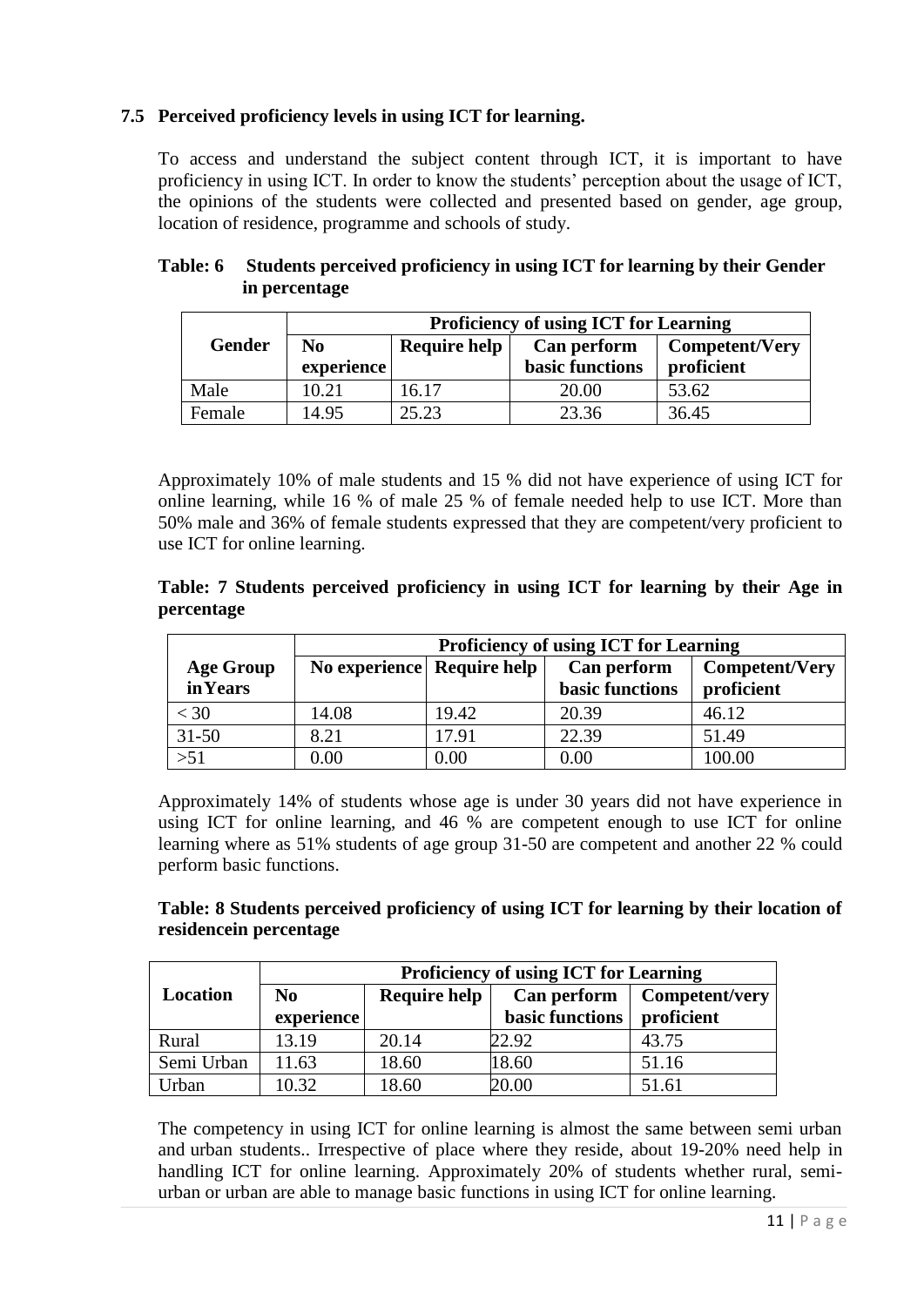### 7.5 Perceived proficiency levels in using ICT for learning.

To access and understand the subject content through ICT, it is important to have proficiency in using ICT. In order to know the students' perception about the usage of ICT, the opinions of the students were collected and presented based on gender, age group, location of residence, programme and schools of study.

**Table: 6 Students perceived proficiency in using ICT for learning by their Gender in percentage**

| Gender | Proficiency of using ICT for Learning | | | |
|---|---|---|---|---|
| | No experience | Require help | Can perform basic functions | Competent/Very proficient |
| Male | 10.21 | 16.17 | 20.00 | 53.62 |
| Female | 14.95 | 25.23 | 23.36 | 36.45 |

Approximately 10% of male students and 15 % did not have experience of using ICT for online learning, while 16 % of male 25 % of female needed help to use ICT. More than 50% male and 36% of female students expressed that they are competent/very proficient to use ICT for online learning.

**Table: 7 Students perceived proficiency in using ICT for learning by their Age in percentage**

| Age Group in Years | Proficiency of using ICT for Learning | | | |
|---|---|---|---|---|
| | No experience | Require help | Can perform basic functions | Competent/Very proficient |
| < 30 | 14.08 | 19.42 | 20.39 | 46.12 |
| 31-50 | 8.21 | 17.91 | 22.39 | 51.49 |
| >51 | 0.00 | 0.00 | 0.00 | 100.00 |

Approximately 14% of students whose age is under 30 years did not have experience in using ICT for online learning, and 46 % are competent enough to use ICT for online learning where as 51% students of age group 31-50 are competent and another 22 % could perform basic functions.

**Table: 8 Students perceived proficiency of using ICT for learning by their location of residencein percentage**

| Location | Proficiency of using ICT for Learning | | | |
|---|---|---|---|---|
| | No experience | Require help | Can perform basic functions | Competent/very proficient |
| Rural | 13.19 | 20.14 | 22.92 | 43.75 |
| Semi Urban | 11.63 | 18.60 | 18.60 | 51.16 |
| Urban | 10.32 | 18.60 | 20.00 | 51.61 |

The competency in using ICT for online learning is almost the same between semi urban and urban students.. Irrespective of place where they reside, about 19-20% need help in handling ICT for online learning. Approximately 20% of students whether rural, semi-urban or urban are able to manage basic functions in using ICT for online learning.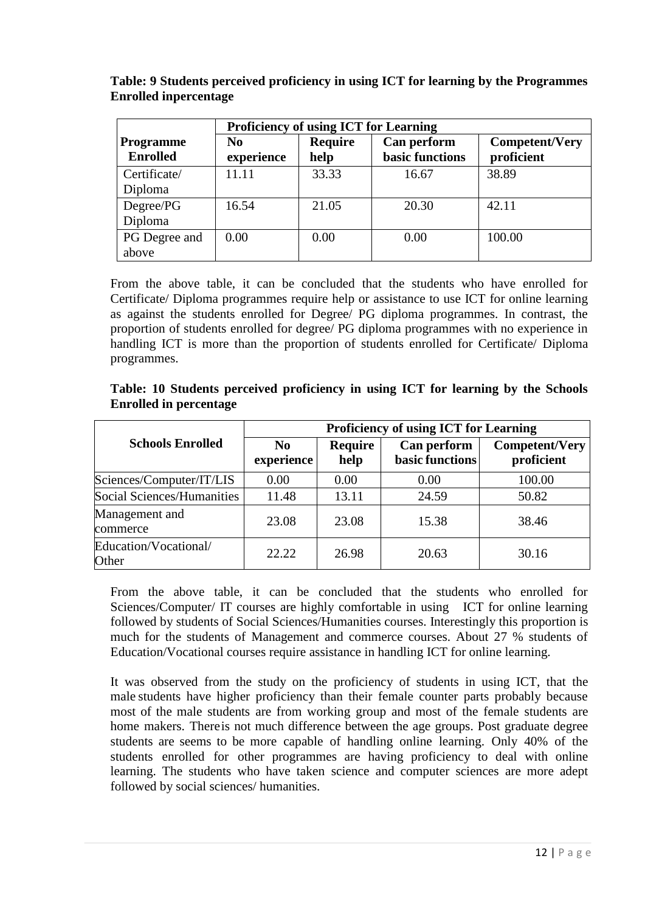**Table: 9 Students perceived proficiency in using ICT for learning by the Programmes Enrolled inpercentage**

| Programme Enrolled | Proficiency of using ICT for Learning | | | |
|---|---|---|---|---|
| | No experience | Require help | Can perform basic functions | Competent/Very proficient |
| Certificate/ Diploma | 11.11 | 33.33 | 16.67 | 38.89 |
| Degree/PG Diploma | 16.54 | 21.05 | 20.30 | 42.11 |
| PG Degree and above | 0.00 | 0.00 | 0.00 | 100.00 |

From the above table, it can be concluded that the students who have enrolled for Certificate/ Diploma programmes require help or assistance to use ICT for online learning as against the students enrolled for Degree/ PG diploma programmes. In contrast, the proportion of students enrolled for degree/ PG diploma programmes with no experience in handling ICT is more than the proportion of students enrolled for Certificate/ Diploma programmes.

**Table: 10 Students perceived proficiency in using ICT for learning by the Schools Enrolled in percentage**

| Schools Enrolled | Proficiency of using ICT for Learning | | | |
|---|---|---|---|---|
| | No experience | Require help | Can perform basic functions | Competent/Very proficient |
| Sciences/Computer/IT/LIS | 0.00 | 0.00 | 0.00 | 100.00 |
| Social Sciences/Humanities | 11.48 | 13.11 | 24.59 | 50.82 |
| Management and commerce | 23.08 | 23.08 | 15.38 | 38.46 |
| Education/Vocational/ Other | 22.22 | 26.98 | 20.63 | 30.16 |

From the above table, it can be concluded that the students who enrolled for Sciences/Computer/ IT courses are highly comfortable in using ICT for online learning followed by students of Social Sciences/Humanities courses. Interestingly this proportion is much for the students of Management and commerce courses. About 27 % students of Education/Vocational courses require assistance in handling ICT for online learning.

It was observed from the study on the proficiency of students in using ICT, that the male students have higher proficiency than their female counter parts probably because most of the male students are from working group and most of the female students are home makers. Thereis not much difference between the age groups. Post graduate degree students are seems to be more capable of handling online learning. Only 40% of the students enrolled for other programmes are having proficiency to deal with online learning. The students who have taken science and computer sciences are more adept followed by social sciences/ humanities.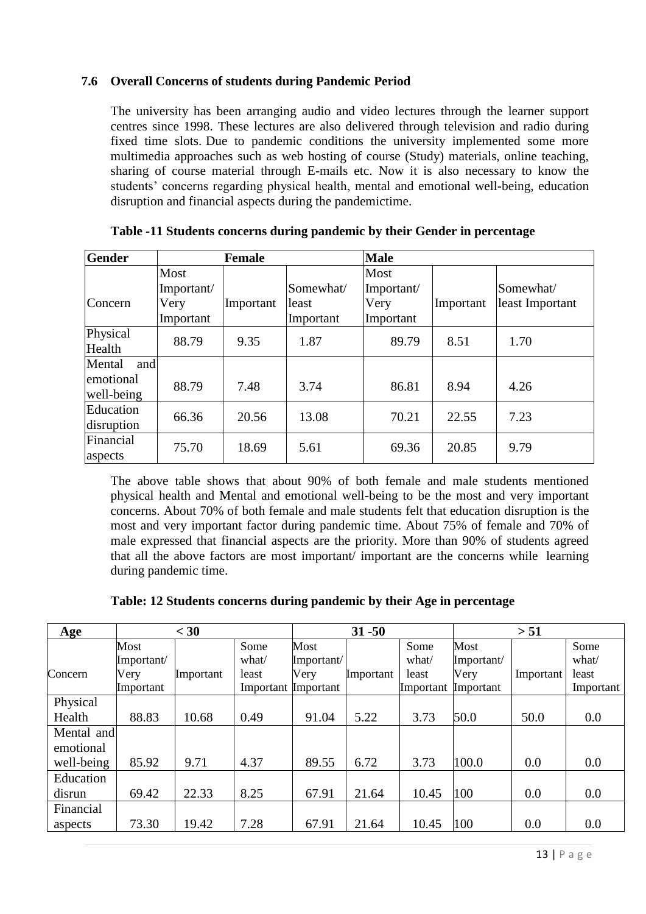## 7.6 Overall Concerns of students during Pandemic Period

The university has been arranging audio and video lectures through the learner support centres since 1998. These lectures are also delivered through television and radio during fixed time slots. Due to pandemic conditions the university implemented some more multimedia approaches such as web hosting of course (Study) materials, online teaching, sharing of course material through E-mails etc. Now it is also necessary to know the students' concerns regarding physical health, mental and emotional well-being, education disruption and financial aspects during the pandemictime.

**Table -11 Students concerns during pandemic by their Gender in percentage**

| Gender | Female | | | Male | | |
|---|---|---|---|---|---|---|
| Concern | Most Important/ Very Important | Important | Somewhat/ least Important | Most Important/ Very Important | Important | Somewhat/ least Important |
| Physical Health | 88.79 | 9.35 | 1.87 | 89.79 | 8.51 | 1.70 |
| Mental and emotional well-being | 88.79 | 7.48 | 3.74 | 86.81 | 8.94 | 4.26 |
| Education disruption | 66.36 | 20.56 | 13.08 | 70.21 | 22.55 | 7.23 |
| Financial aspects | 75.70 | 18.69 | 5.61 | 69.36 | 20.85 | 9.79 |

The above table shows that about 90% of both female and male students mentioned physical health and Mental and emotional well-being to be the most and very important concerns. About 70% of both female and male students felt that education disruption is the most and very important factor during pandemic time. About 75% of female and 70% of male expressed that financial aspects are the priority. More than 90% of students agreed that all the above factors are most important/ important are the concerns while learning during pandemic time.

**Table: 12 Students concerns during pandemic by their Age in percentage**

| Age | < 30 | | | 31 -50 | | | > 51 | | |
|---|---|---|---|---|---|---|---|---|---|
| Concern | Most Important/ Very Important | Important | Some what/ least Important | Most Important/ Very Important | Important | Some what/ least Important | Most Important/ Very Important | Important | Some what/ least Important |
| Physical Health | 88.83 | 10.68 | 0.49 | 91.04 | 5.22 | 3.73 | 50.0 | 50.0 | 0.0 |
| Mental and emotional well-being | 85.92 | 9.71 | 4.37 | 89.55 | 6.72 | 3.73 | 100.0 | 0.0 | 0.0 |
| Education disrun | 69.42 | 22.33 | 8.25 | 67.91 | 21.64 | 10.45 | 100 | 0.0 | 0.0 |
| Financial aspects | 73.30 | 19.42 | 7.28 | 67.91 | 21.64 | 10.45 | 100 | 0.0 | 0.0 |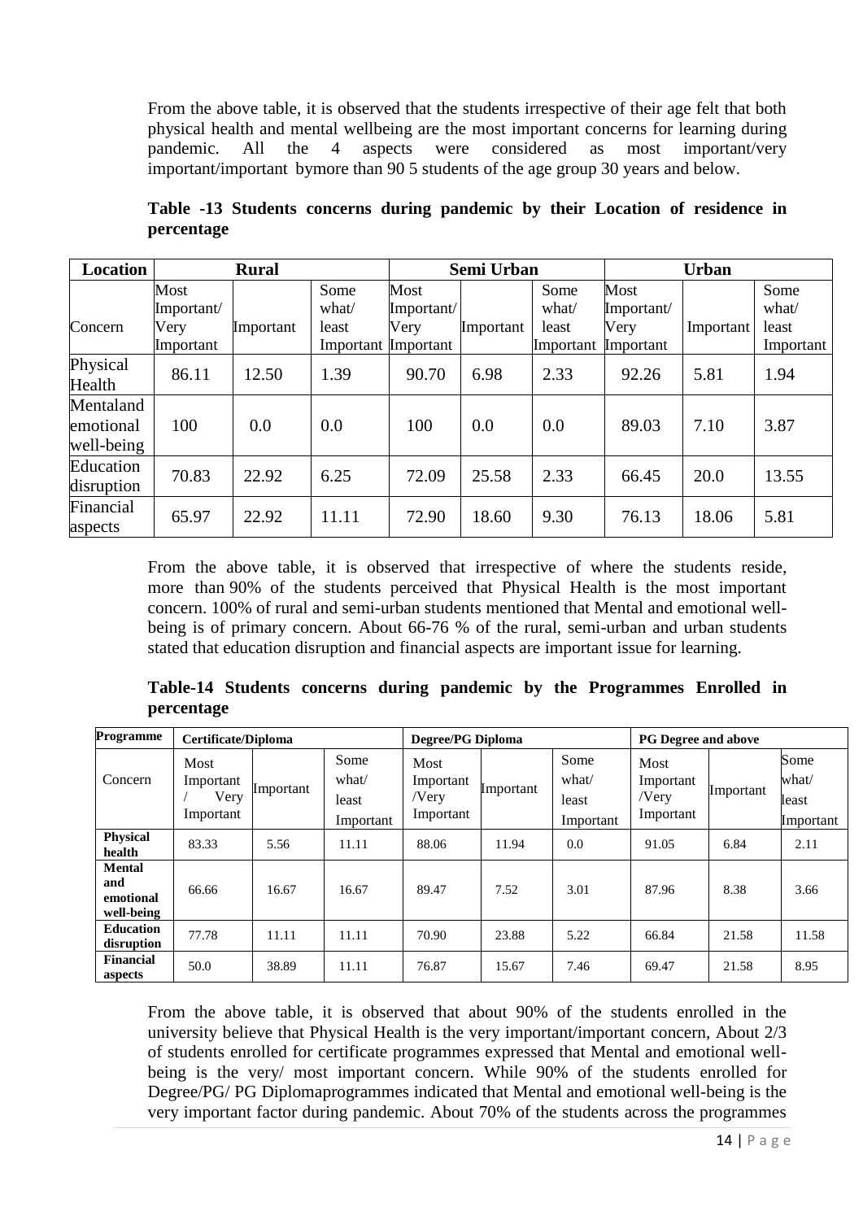From the above table, it is observed that the students irrespective of their age felt that both physical health and mental wellbeing are the most important concerns for learning during pandemic. All the 4 aspects were considered as most important/very important/important bymore than 90 5 students of the age group 30 years and below.

**Table -13 Students concerns during pandemic by their Location of residence in percentage**

| Location | Rural | | | Semi Urban | | | Urban | | |
|---|---|---|---|---|---|---|---|---|---|
| Concern | Most Important/ Very Important | Important | Some what/ least Important | Most Important/ Very Important | Important | Some what/ least Important | Most Important/ Very Important | Important | Some what/ least Important |
| Physical Health | 86.11 | 12.50 | 1.39 | 90.70 | 6.98 | 2.33 | 92.26 | 5.81 | 1.94 |
| Mentaland emotional well-being | 100 | 0.0 | 0.0 | 100 | 0.0 | 0.0 | 89.03 | 7.10 | 3.87 |
| Education disruption | 70.83 | 22.92 | 6.25 | 72.09 | 25.58 | 2.33 | 66.45 | 20.0 | 13.55 |
| Financial aspects | 65.97 | 22.92 | 11.11 | 72.90 | 18.60 | 9.30 | 76.13 | 18.06 | 5.81 |

From the above table, it is observed that irrespective of where the students reside, more than 90% of the students perceived that Physical Health is the most important concern. 100% of rural and semi-urban students mentioned that Mental and emotional well-being is of primary concern. About 66-76 % of the rural, semi-urban and urban students stated that education disruption and financial aspects are important issue for learning.

**Table-14 Students concerns during pandemic by the Programmes Enrolled in percentage**

| Programme | Certificate/Diploma | | | Degree/PG Diploma | | | PG Degree and above | | |
|---|---|---|---|---|---|---|---|---|---|
| Concern | Most Important / Very Important | Important | Some what/ least Important | Most Important /Very Important | Important | Some what/ least Important | Most Important /Very Important | Important | Some what/ least Important |
| **Physical health** | 83.33 | 5.56 | 11.11 | 88.06 | 11.94 | 0.0 | 91.05 | 6.84 | 2.11 |
| **Mental and emotional well-being** | 66.66 | 16.67 | 16.67 | 89.47 | 7.52 | 3.01 | 87.96 | 8.38 | 3.66 |
| **Education disruption** | 77.78 | 11.11 | 11.11 | 70.90 | 23.88 | 5.22 | 66.84 | 21.58 | 11.58 |
| **Financial aspects** | 50.0 | 38.89 | 11.11 | 76.87 | 15.67 | 7.46 | 69.47 | 21.58 | 8.95 |

From the above table, it is observed that about 90% of the students enrolled in the university believe that Physical Health is the very important/important concern, About 2/3 of students enrolled for certificate programmes expressed that Mental and emotional well-being is the very/ most important concern. While 90% of the students enrolled for Degree/PG/ PG Diplomaprogrammes indicated that Mental and emotional well-being is the very important factor during pandemic. About 70% of the students across the programmes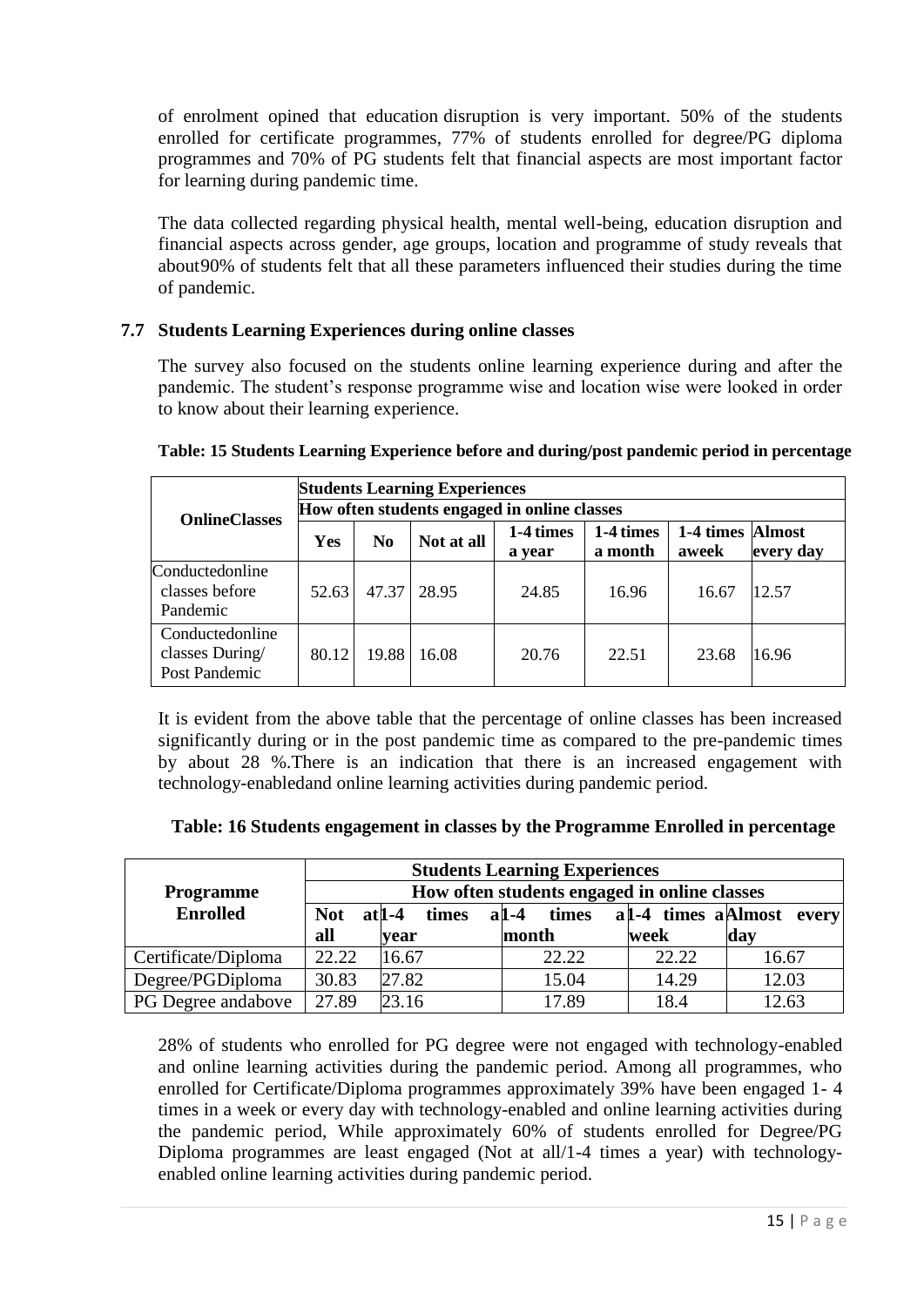of enrolment opined that education disruption is very important. 50% of the students enrolled for certificate programmes, 77% of students enrolled for degree/PG diploma programmes and 70% of PG students felt that financial aspects are most important factor for learning during pandemic time.

The data collected regarding physical health, mental well-being, education disruption and financial aspects across gender, age groups, location and programme of study reveals that about90% of students felt that all these parameters influenced their studies during the time of pandemic.

### 7.7 Students Learning Experiences during online classes

The survey also focused on the students online learning experience during and after the pandemic. The student's response programme wise and location wise were looked in order to know about their learning experience.

**Table: 15 Students Learning Experience before and during/post pandemic period in percentage**

| OnlineClasses | Students Learning Experiences | | | | | | |
|---|---|---|---|---|---|---|---|
| | How often students engaged in online classes | | | | | | |
| | Yes | No | Not at all | 1-4 times a year | 1-4 times a month | 1-4 times aweek | Almost every day |
| Conductedonline classes before Pandemic | 52.63 | 47.37 | 28.95 | 24.85 | 16.96 | 16.67 | 12.57 |
| Conductedonline classes During/ Post Pandemic | 80.12 | 19.88 | 16.08 | 20.76 | 22.51 | 23.68 | 16.96 |

It is evident from the above table that the percentage of online classes has been increased significantly during or in the post pandemic time as compared to the pre-pandemic times by about 28 %.There is an indication that there is an increased engagement with technology-enabledand online learning activities during pandemic period.

**Table: 16 Students engagement in classes by the Programme Enrolled in percentage**

| Programme Enrolled | Students Learning Experiences | | | | |
|---|---|---|---|---|---|
| | How often students engaged in online classes | | | | |
| | Not at all | 1-4 times a year | 1-4 times a month | 1-4 times a week | Almost every day |
| Certificate/Diploma | 22.22 | 16.67 | 22.22 | 22.22 | 16.67 |
| Degree/PGDiploma | 30.83 | 27.82 | 15.04 | 14.29 | 12.03 |
| PG Degree andabove | 27.89 | 23.16 | 17.89 | 18.4 | 12.63 |

28% of students who enrolled for PG degree were not engaged with technology-enabled and online learning activities during the pandemic period. Among all programmes, who enrolled for Certificate/Diploma programmes approximately 39% have been engaged 1- 4 times in a week or every day with technology-enabled and online learning activities during the pandemic period, While approximately 60% of students enrolled for Degree/PG Diploma programmes are least engaged (Not at all/1-4 times a year) with technology-enabled online learning activities during pandemic period.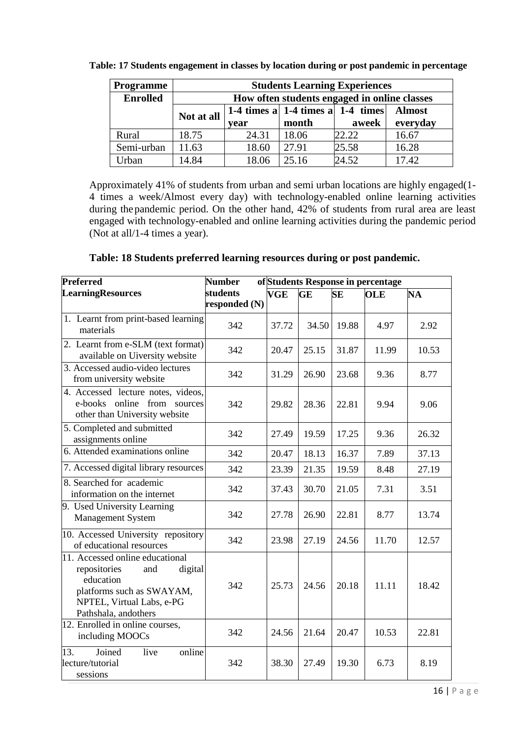**Table: 17 Students engagement in classes by location during or post pandemic in percentage**

| Programme Enrolled | Students Learning Experiences | | | | |
|---|---|---|---|---|---|
| | How often students engaged in online classes | | | | |
| | Not at all | 1-4 times a year | 1-4 times a month | 1-4 times aweek | Almost everyday |
| Rural | 18.75 | 24.31 | 18.06 | 22.22 | 16.67 |
| Semi-urban | 11.63 | 18.60 | 27.91 | 25.58 | 16.28 |
| Urban | 14.84 | 18.06 | 25.16 | 24.52 | 17.42 |

Approximately 41% of students from urban and semi urban locations are highly engaged(1-4 times a week/Almost every day) with technology-enabled online learning activities during the pandemic period. On the other hand, 42% of students from rural area are least engaged with technology-enabled and online learning activities during the pandemic period (Not at all/1-4 times a year).

**Table: 18 Students preferred learning resources during or post pandemic.**

| Preferred LearningResources | Number of students responded (N) | Students Response in percentage | | | | |
|---|---|---|---|---|---|---|
| | | VGE | GE | SE | OLE | NA |
| 1. Learnt from print-based learning materials | 342 | 37.72 | 34.50 | 19.88 | 4.97 | 2.92 |
| 2. Learnt from e-SLM (text format) available on Uiversity website | 342 | 20.47 | 25.15 | 31.87 | 11.99 | 10.53 |
| 3. Accessed audio-video lectures from university website | 342 | 31.29 | 26.90 | 23.68 | 9.36 | 8.77 |
| 4. Accessed lecture notes, videos, e-books online from sources other than University website | 342 | 29.82 | 28.36 | 22.81 | 9.94 | 9.06 |
| 5. Completed and submitted assignments online | 342 | 27.49 | 19.59 | 17.25 | 9.36 | 26.32 |
| 6. Attended examinations online | 342 | 20.47 | 18.13 | 16.37 | 7.89 | 37.13 |
| 7. Accessed digital library resources | 342 | 23.39 | 21.35 | 19.59 | 8.48 | 27.19 |
| 8. Searched for academic information on the internet | 342 | 37.43 | 30.70 | 21.05 | 7.31 | 3.51 |
| 9. Used University Learning Management System | 342 | 27.78 | 26.90 | 22.81 | 8.77 | 13.74 |
| 10. Accessed University repository of educational resources | 342 | 23.98 | 27.19 | 24.56 | 11.70 | 12.57 |
| 11. Accessed online educational repositories and digital education platforms such as SWAYAM, NPTEL, Virtual Labs, e-PG Pathshala, andothers | 342 | 25.73 | 24.56 | 20.18 | 11.11 | 18.42 |
| 12. Enrolled in online courses, including MOOCs | 342 | 24.56 | 21.64 | 20.47 | 10.53 | 22.81 |
| 13. Joined live online lecture/tutorial sessions | 342 | 38.30 | 27.49 | 19.30 | 6.73 | 8.19 |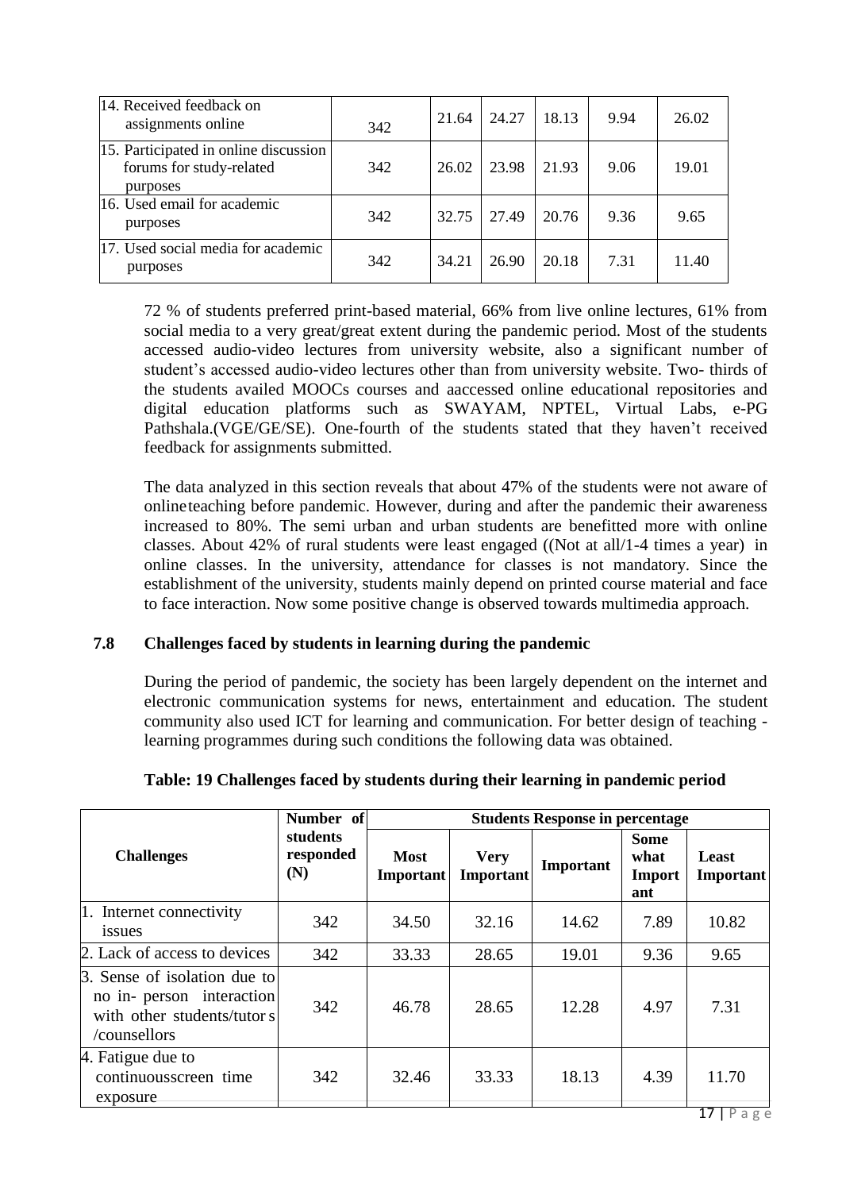| | | | | | | |
|---|---|---|---|---|---|---|
| 14. Received feedback on assignments online | 342 | 21.64 | 24.27 | 18.13 | 9.94 | 26.02 |
| 15. Participated in online discussion forums for study-related purposes | 342 | 26.02 | 23.98 | 21.93 | 9.06 | 19.01 |
| 16. Used email for academic purposes | 342 | 32.75 | 27.49 | 20.76 | 9.36 | 9.65 |
| 17. Used social media for academic purposes | 342 | 34.21 | 26.90 | 20.18 | 7.31 | 11.40 |

72 % of students preferred print-based material, 66% from live online lectures, 61% from social media to a very great/great extent during the pandemic period. Most of the students accessed audio-video lectures from university website, also a significant number of student's accessed audio-video lectures other than from university website. Two- thirds of the students availed MOOCs courses and aaccessed online educational repositories and digital education platforms such as SWAYAM, NPTEL, Virtual Labs, e-PG Pathshala.(VGE/GE/SE). One-fourth of the students stated that they haven't received feedback for assignments submitted.

The data analyzed in this section reveals that about 47% of the students were not aware of onlineteaching before pandemic. However, during and after the pandemic their awareness increased to 80%. The semi urban and urban students are benefitted more with online classes. About 42% of rural students were least engaged ((Not at all/1-4 times a year) in online classes. In the university, attendance for classes is not mandatory. Since the establishment of the university, students mainly depend on printed course material and face to face interaction. Now some positive change is observed towards multimedia approach.

### 7.8 Challenges faced by students in learning during the pandemic

During the period of pandemic, the society has been largely dependent on the internet and electronic communication systems for news, entertainment and education. The student community also used ICT for learning and communication. For better design of teaching - learning programmes during such conditions the following data was obtained.

**Table: 19 Challenges faced by students during their learning in pandemic period**

| Challenges | Number of students responded (N) | Students Response in percentage | | | | |
|---|---|---|---|---|---|---|
| | | Most Important | Very Important | Important | Some what Important | Least Important |
| 1. Internet connectivity issues | 342 | 34.50 | 32.16 | 14.62 | 7.89 | 10.82 |
| 2. Lack of access to devices | 342 | 33.33 | 28.65 | 19.01 | 9.36 | 9.65 |
| 3. Sense of isolation due to no in- person interaction with other students/tutors /counsellors | 342 | 46.78 | 28.65 | 12.28 | 4.97 | 7.31 |
| 4. Fatigue due to continuousscreen time exposure | 342 | 32.46 | 33.33 | 18.13 | 4.39 | 11.70 |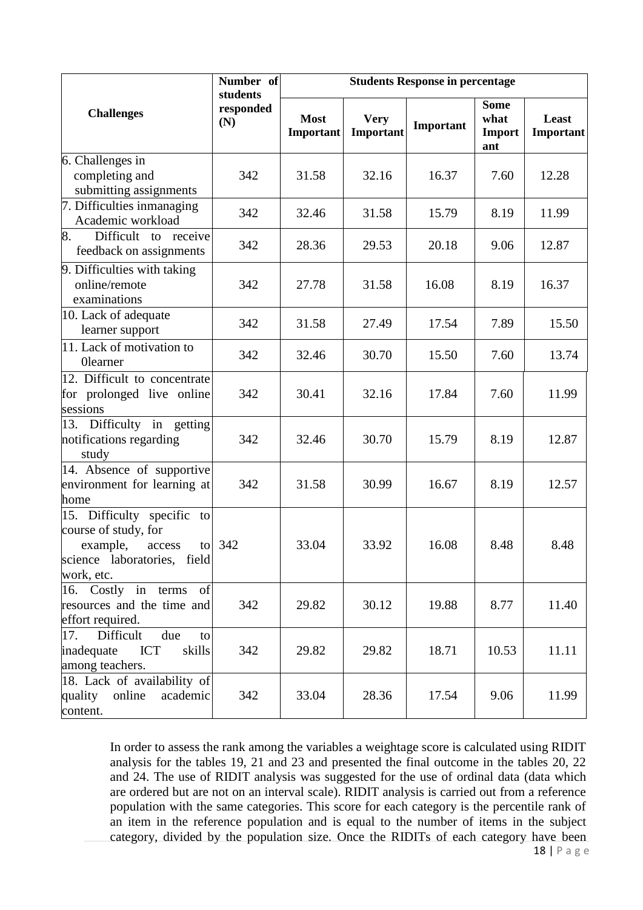| Challenges | Number of students responded (N) | Students Response in percentage | | | | |
|---|---|---|---|---|---|---|
| | | Most Important | Very Important | Important | Some what Important | Least Important |
| 6. Challenges in completing and submitting assignments | 342 | 31.58 | 32.16 | 16.37 | 7.60 | 12.28 |
| 7. Difficulties inmanaging Academic workload | 342 | 32.46 | 31.58 | 15.79 | 8.19 | 11.99 |
| 8. Difficult to receive feedback on assignments | 342 | 28.36 | 29.53 | 20.18 | 9.06 | 12.87 |
| 9. Difficulties with taking online/remote examinations | 342 | 27.78 | 31.58 | 16.08 | 8.19 | 16.37 |
| 10. Lack of adequate learner support | 342 | 31.58 | 27.49 | 17.54 | 7.89 | 15.50 |
| 11. Lack of motivation to 0learner | 342 | 32.46 | 30.70 | 15.50 | 7.60 | 13.74 |
| 12. Difficult to concentrate for prolonged live online sessions | 342 | 30.41 | 32.16 | 17.84 | 7.60 | 11.99 |
| 13. Difficulty in getting notifications regarding study | 342 | 32.46 | 30.70 | 15.79 | 8.19 | 12.87 |
| 14. Absence of supportive environment for learning at home | 342 | 31.58 | 30.99 | 16.67 | 8.19 | 12.57 |
| 15. Difficulty specific to course of study, for example, access to science laboratories, field work, etc. | 342 | 33.04 | 33.92 | 16.08 | 8.48 | 8.48 |
| 16. Costly in terms of resources and the time and effort required. | 342 | 29.82 | 30.12 | 19.88 | 8.77 | 11.40 |
| 17. Difficult due to inadequate ICT skills among teachers. | 342 | 29.82 | 29.82 | 18.71 | 10.53 | 11.11 |
| 18. Lack of availability of quality online academic content. | 342 | 33.04 | 28.36 | 17.54 | 9.06 | 11.99 |

In order to assess the rank among the variables a weightage score is calculated using RIDIT analysis for the tables 19, 21 and 23 and presented the final outcome in the tables 20, 22 and 24. The use of RIDIT analysis was suggested for the use of ordinal data (data which are ordered but are not on an interval scale). RIDIT analysis is carried out from a reference population with the same categories. This score for each category is the percentile rank of an item in the reference population and is equal to the number of items in the subject category, divided by the population size. Once the RIDITs of each category have been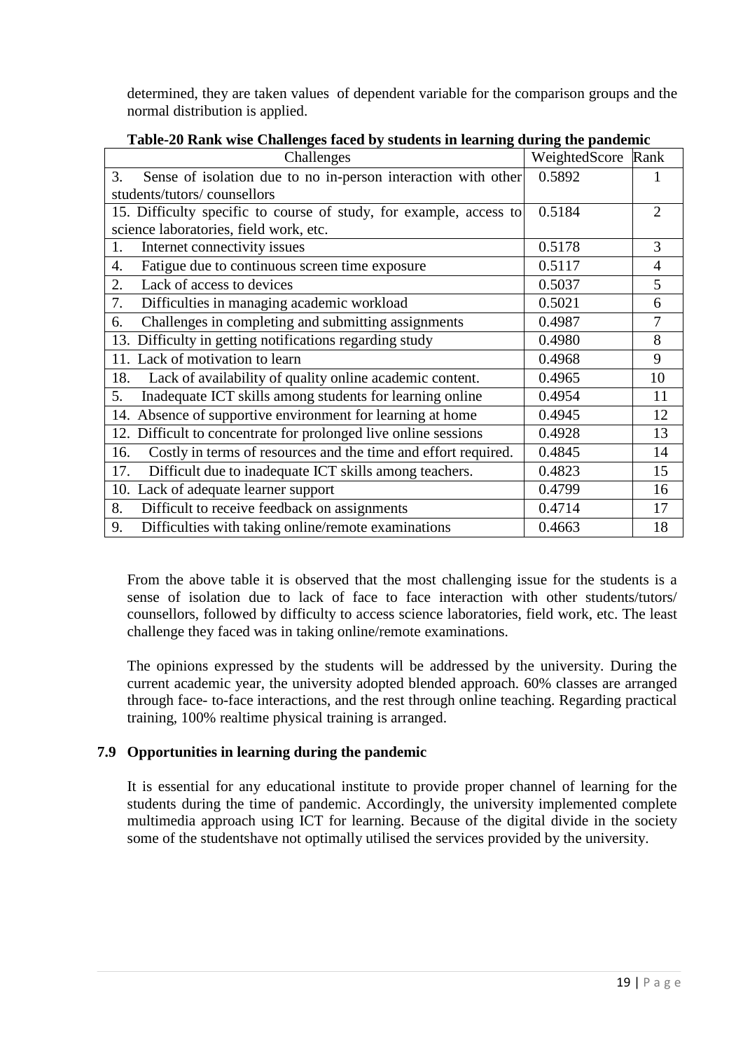determined, they are taken values of dependent variable for the comparison groups and the normal distribution is applied.

**Table-20 Rank wise Challenges faced by students in learning during the pandemic**

| Challenges | WeightedScore | Rank |
|---|---|---|
| 3. Sense of isolation due to no in-person interaction with other students/tutors/ counsellors | 0.5892 | 1 |
| 15. Difficulty specific to course of study, for example, access to science laboratories, field work, etc. | 0.5184 | 2 |
| 1. Internet connectivity issues | 0.5178 | 3 |
| 4. Fatigue due to continuous screen time exposure | 0.5117 | 4 |
| 2. Lack of access to devices | 0.5037 | 5 |
| 7. Difficulties in managing academic workload | 0.5021 | 6 |
| 6. Challenges in completing and submitting assignments | 0.4987 | 7 |
| 13. Difficulty in getting notifications regarding study | 0.4980 | 8 |
| 11. Lack of motivation to learn | 0.4968 | 9 |
| 18. Lack of availability of quality online academic content. | 0.4965 | 10 |
| 5. Inadequate ICT skills among students for learning online | 0.4954 | 11 |
| 14. Absence of supportive environment for learning at home | 0.4945 | 12 |
| 12. Difficult to concentrate for prolonged live online sessions | 0.4928 | 13 |
| 16. Costly in terms of resources and the time and effort required. | 0.4845 | 14 |
| 17. Difficult due to inadequate ICT skills among teachers. | 0.4823 | 15 |
| 10. Lack of adequate learner support | 0.4799 | 16 |
| 8. Difficult to receive feedback on assignments | 0.4714 | 17 |
| 9. Difficulties with taking online/remote examinations | 0.4663 | 18 |

From the above table it is observed that the most challenging issue for the students is a sense of isolation due to lack of face to face interaction with other students/tutors/ counsellors, followed by difficulty to access science laboratories, field work, etc. The least challenge they faced was in taking online/remote examinations.

The opinions expressed by the students will be addressed by the university. During the current academic year, the university adopted blended approach. 60% classes are arranged through face- to-face interactions, and the rest through online teaching. Regarding practical training, 100% realtime physical training is arranged.

### 7.9 Opportunities in learning during the pandemic

It is essential for any educational institute to provide proper channel of learning for the students during the time of pandemic. Accordingly, the university implemented complete multimedia approach using ICT for learning. Because of the digital divide in the society some of the studentshave not optimally utilised the services provided by the university.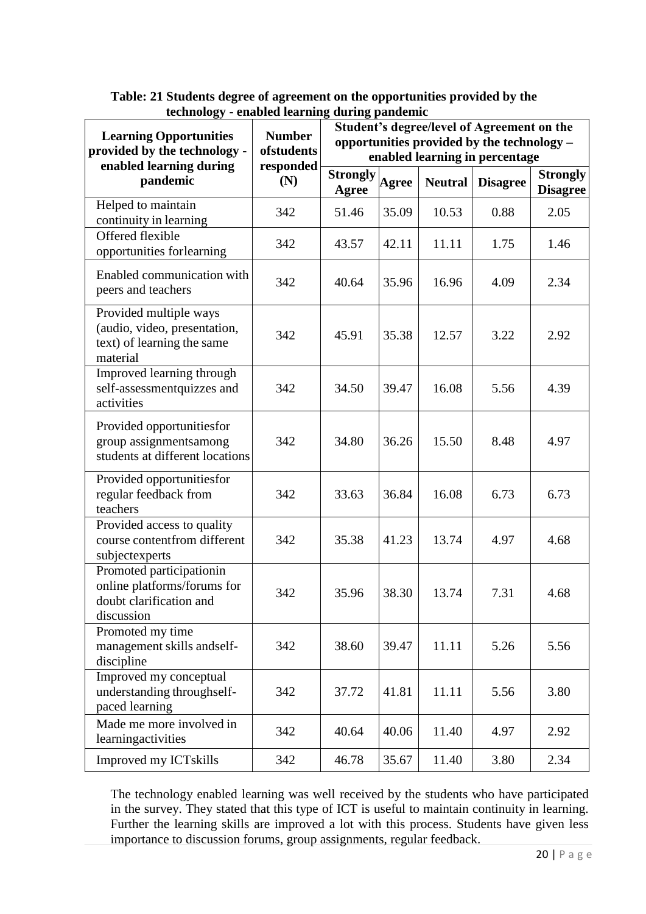**Table: 21 Students degree of agreement on the opportunities provided by the technology - enabled learning during pandemic**

| Learning Opportunities provided by the technology - enabled learning during pandemic | Number ofstudents responded (N) | Student's degree/level of Agreement on the opportunities provided by the technology – enabled learning in percentage | | | | |
|---|---|---|---|---|---|---|
| | | Strongly Agree | Agree | Neutral | Disagree | Strongly Disagree |
| Helped to maintain continuity in learning | 342 | 51.46 | 35.09 | 10.53 | 0.88 | 2.05 |
| Offered flexible opportunities forlearning | 342 | 43.57 | 42.11 | 11.11 | 1.75 | 1.46 |
| Enabled communication with peers and teachers | 342 | 40.64 | 35.96 | 16.96 | 4.09 | 2.34 |
| Provided multiple ways (audio, video, presentation, text) of learning the same material | 342 | 45.91 | 35.38 | 12.57 | 3.22 | 2.92 |
| Improved learning through self-assessmentquizzes and activities | 342 | 34.50 | 39.47 | 16.08 | 5.56 | 4.39 |
| Provided opportunitiesfor group assignmentsamong students at different locations | 342 | 34.80 | 36.26 | 15.50 | 8.48 | 4.97 |
| Provided opportunitiesfor regular feedback from teachers | 342 | 33.63 | 36.84 | 16.08 | 6.73 | 6.73 |
| Provided access to quality course contentfrom different subjectexperts | 342 | 35.38 | 41.23 | 13.74 | 4.97 | 4.68 |
| Promoted participationin online platforms/forums for doubt clarification and discussion | 342 | 35.96 | 38.30 | 13.74 | 7.31 | 4.68 |
| Promoted my time management skills andself-discipline | 342 | 38.60 | 39.47 | 11.11 | 5.26 | 5.56 |
| Improved my conceptual understanding throughself-paced learning | 342 | 37.72 | 41.81 | 11.11 | 5.56 | 3.80 |
| Made me more involved in learningactivities | 342 | 40.64 | 40.06 | 11.40 | 4.97 | 2.92 |
| Improved my ICTskills | 342 | 46.78 | 35.67 | 11.40 | 3.80 | 2.34 |

The technology enabled learning was well received by the students who have participated in the survey. They stated that this type of ICT is useful to maintain continuity in learning. Further the learning skills are improved a lot with this process. Students have given less importance to discussion forums, group assignments, regular feedback.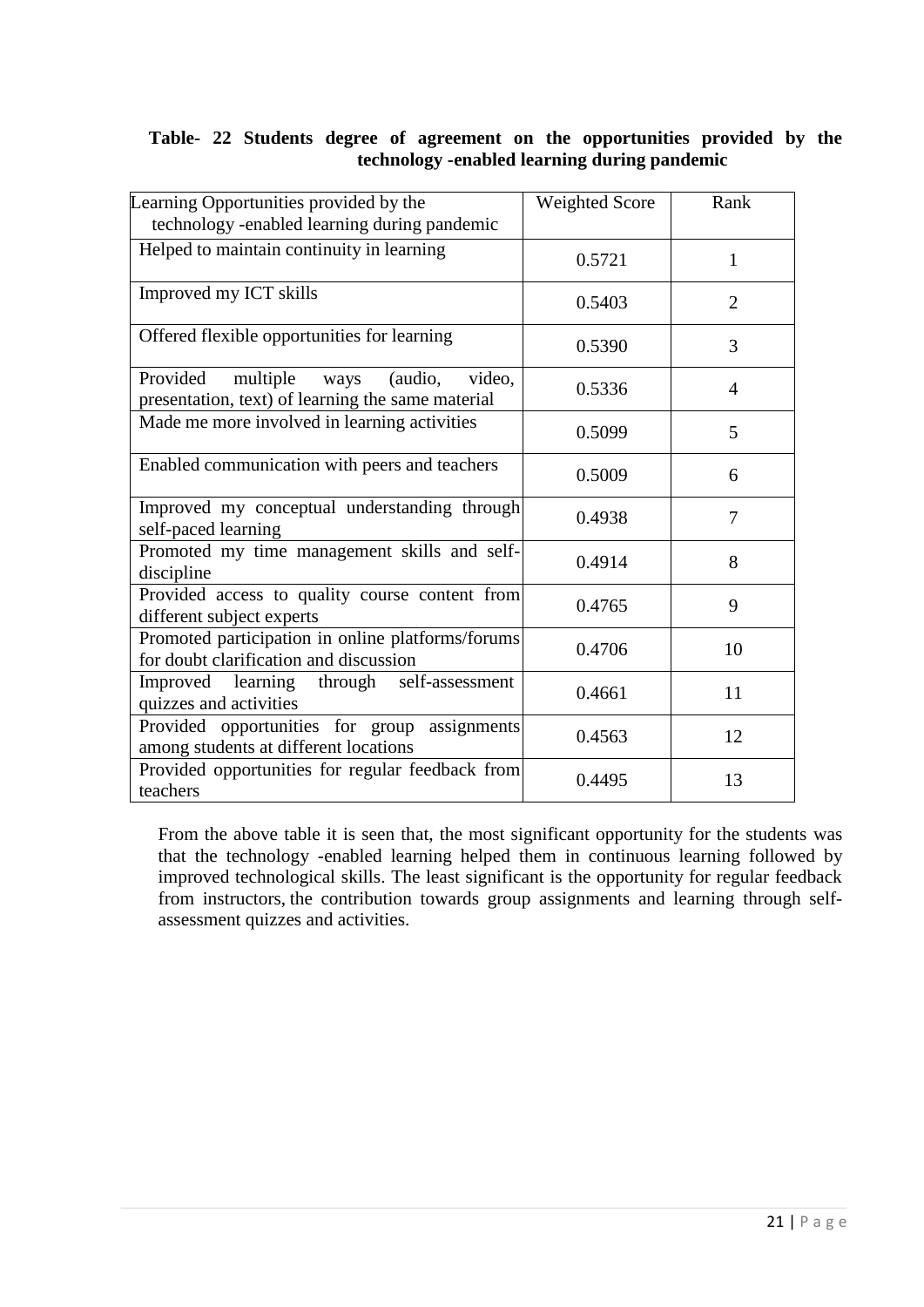**Table- 22 Students degree of agreement on the opportunities provided by the technology -enabled learning during pandemic**

| Learning Opportunities provided by the technology -enabled learning during pandemic | Weighted Score | Rank |
|---|---|---|
| Helped to maintain continuity in learning | 0.5721 | 1 |
| Improved my ICT skills | 0.5403 | 2 |
| Offered flexible opportunities for learning | 0.5390 | 3 |
| Provided multiple ways (audio, video, presentation, text) of learning the same material | 0.5336 | 4 |
| Made me more involved in learning activities | 0.5099 | 5 |
| Enabled communication with peers and teachers | 0.5009 | 6 |
| Improved my conceptual understanding through self-paced learning | 0.4938 | 7 |
| Promoted my time management skills and self-discipline | 0.4914 | 8 |
| Provided access to quality course content from different subject experts | 0.4765 | 9 |
| Promoted participation in online platforms/forums for doubt clarification and discussion | 0.4706 | 10 |
| Improved learning through self-assessment quizzes and activities | 0.4661 | 11 |
| Provided opportunities for group assignments among students at different locations | 0.4563 | 12 |
| Provided opportunities for regular feedback from teachers | 0.4495 | 13 |

From the above table it is seen that, the most significant opportunity for the students was that the technology -enabled learning helped them in continuous learning followed by improved technological skills. The least significant is the opportunity for regular feedback from instructors, the contribution towards group assignments and learning through self-assessment quizzes and activities.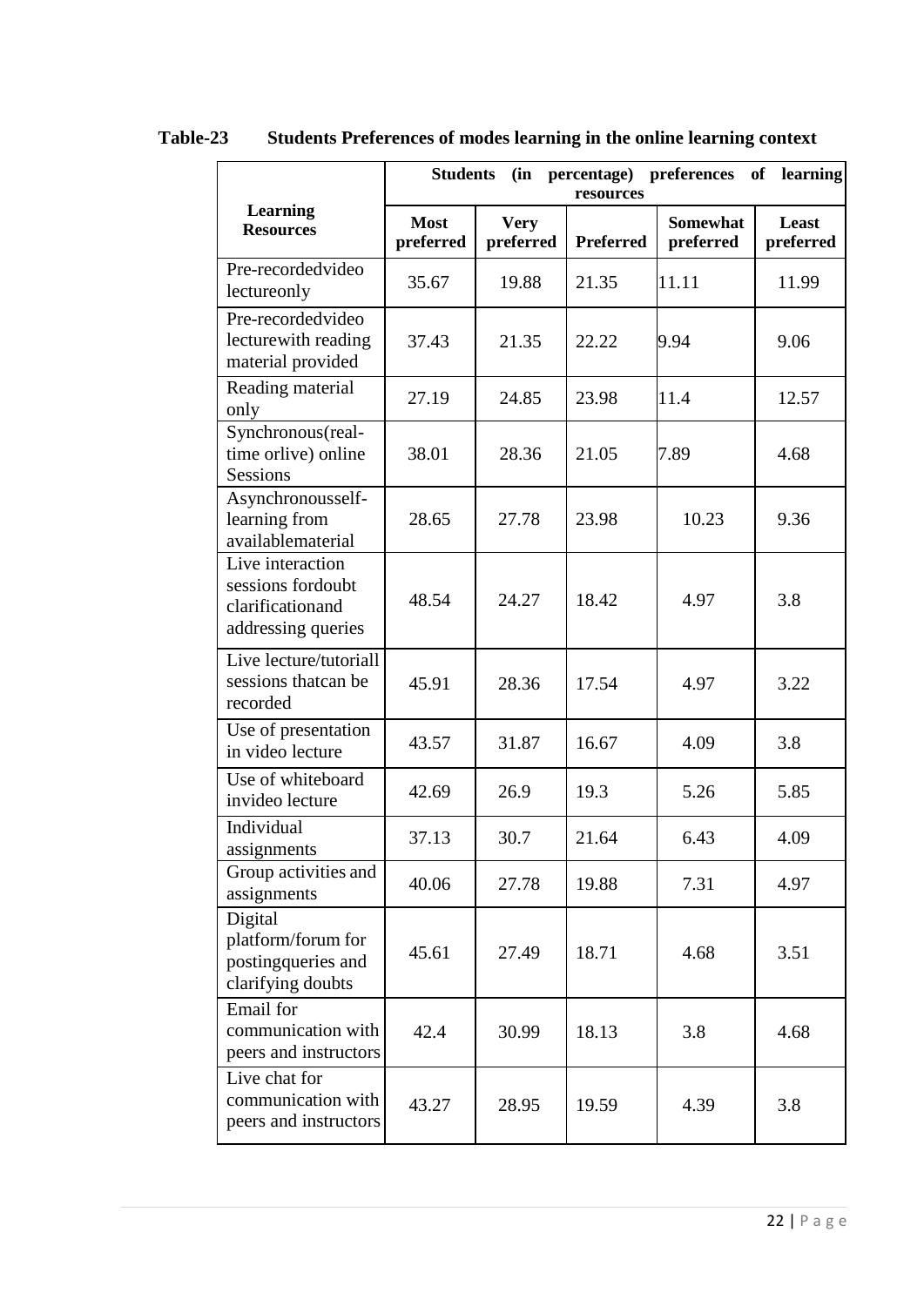**Table-23 Students Preferences of modes learning in the online learning context**

| Learning Resources | Students (in percentage) preferences of learning resources | | | | |
|---|---|---|---|---|---|
| | **Most preferred** | **Very preferred** | **Preferred** | **Somewhat preferred** | **Least preferred** |
| Pre-recordedvideo lectureonly | 35.67 | 19.88 | 21.35 | 11.11 | 11.99 |
| Pre-recordedvideo lecturewith reading material provided | 37.43 | 21.35 | 22.22 | 9.94 | 9.06 |
| Reading material only | 27.19 | 24.85 | 23.98 | 11.4 | 12.57 |
| Synchronous(real-time orlive) online Sessions | 38.01 | 28.36 | 21.05 | 7.89 | 4.68 |
| Asynchronousself-learning from availablematerial | 28.65 | 27.78 | 23.98 | 10.23 | 9.36 |
| Live interaction sessions fordoubt clarificationand addressing queries | 48.54 | 24.27 | 18.42 | 4.97 | 3.8 |
| Live lecture/tutoriall sessions thatcan be recorded | 45.91 | 28.36 | 17.54 | 4.97 | 3.22 |
| Use of presentation in video lecture | 43.57 | 31.87 | 16.67 | 4.09 | 3.8 |
| Use of whiteboard invideo lecture | 42.69 | 26.9 | 19.3 | 5.26 | 5.85 |
| Individual assignments | 37.13 | 30.7 | 21.64 | 6.43 | 4.09 |
| Group activities and assignments | 40.06 | 27.78 | 19.88 | 7.31 | 4.97 |
| Digital platform/forum for postingqueries and clarifying doubts | 45.61 | 27.49 | 18.71 | 4.68 | 3.51 |
| Email for communication with peers and instructors | 42.4 | 30.99 | 18.13 | 3.8 | 4.68 |
| Live chat for communication with peers and instructors | 43.27 | 28.95 | 19.59 | 4.39 | 3.8 |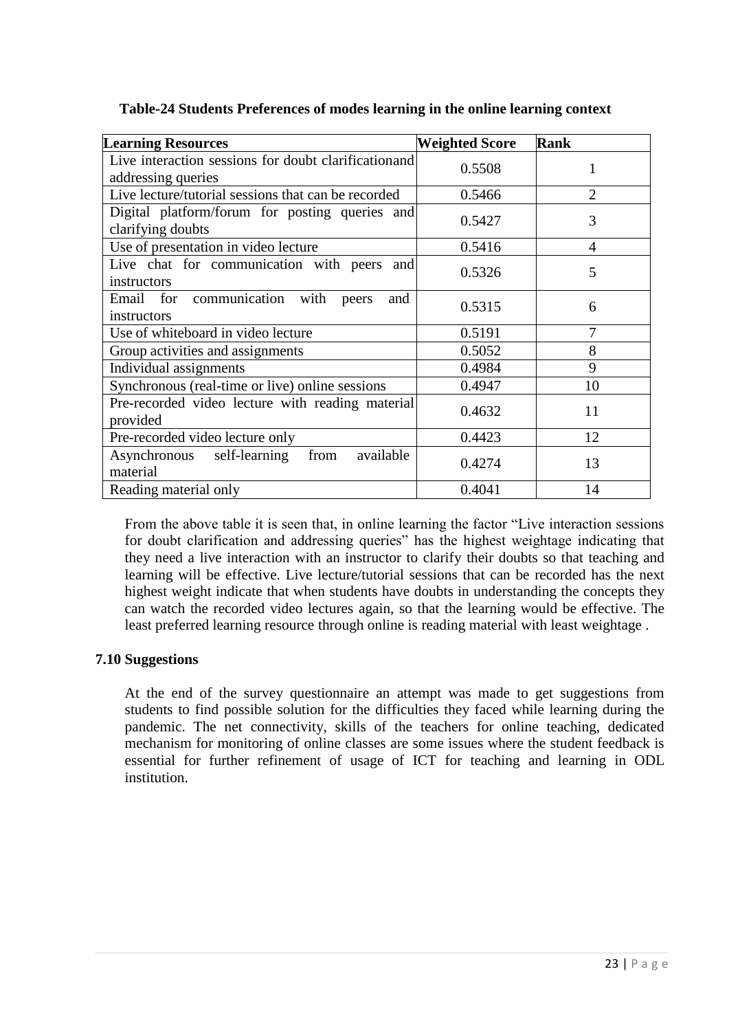**Table-24 Students Preferences of modes learning in the online learning context**

| Learning Resources | Weighted Score | Rank |
| --- | --- | --- |
| Live interaction sessions for doubt clarificationand addressing queries | 0.5508 | 1 |
| Live lecture/tutorial sessions that can be recorded | 0.5466 | 2 |
| Digital platform/forum for posting queries and clarifying doubts | 0.5427 | 3 |
| Use of presentation in video lecture | 0.5416 | 4 |
| Live chat for communication with peers and instructors | 0.5326 | 5 |
| Email for communication with peers and instructors | 0.5315 | 6 |
| Use of whiteboard in video lecture | 0.5191 | 7 |
| Group activities and assignments | 0.5052 | 8 |
| Individual assignments | 0.4984 | 9 |
| Synchronous (real-time or live) online sessions | 0.4947 | 10 |
| Pre-recorded video lecture with reading material provided | 0.4632 | 11 |
| Pre-recorded video lecture only | 0.4423 | 12 |
| Asynchronous self-learning from available material | 0.4274 | 13 |
| Reading material only | 0.4041 | 14 |

From the above table it is seen that, in online learning the factor "Live interaction sessions for doubt clarification and addressing queries" has the highest weightage indicating that they need a live interaction with an instructor to clarify their doubts so that teaching and learning will be effective. Live lecture/tutorial sessions that can be recorded has the next highest weight indicate that when students have doubts in understanding the concepts they can watch the recorded video lectures again, so that the learning would be effective. The least preferred learning resource through online is reading material with least weightage .

### 7.10 Suggestions

At the end of the survey questionnaire an attempt was made to get suggestions from students to find possible solution for the difficulties they faced while learning during the pandemic. The net connectivity, skills of the teachers for online teaching, dedicated mechanism for monitoring of online classes are some issues where the student feedback is essential for further refinement of usage of ICT for teaching and learning in ODL institution.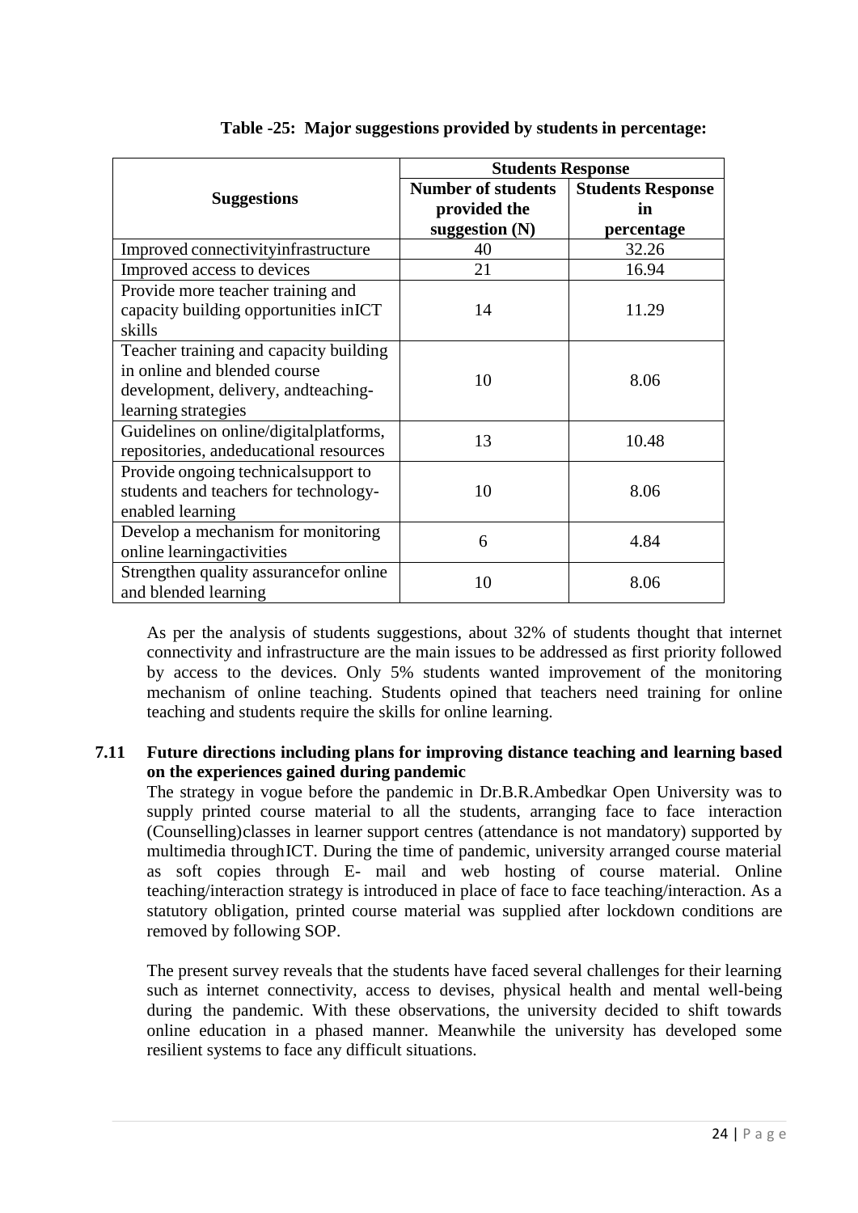**Table -25: Major suggestions provided by students in percentage:**

| Suggestions | Students Response | |
|---|---|---|
| | Number of students provided the suggestion (N) | Students Response in percentage |
| Improved connectivityinfrastructure | 40 | 32.26 |
| Improved access to devices | 21 | 16.94 |
| Provide more teacher training and capacity building opportunities inICT skills | 14 | 11.29 |
| Teacher training and capacity building in online and blended course development, delivery, andteaching-learning strategies | 10 | 8.06 |
| Guidelines on online/digitalplatforms, repositories, andeducational resources | 13 | 10.48 |
| Provide ongoing technicalsupport to students and teachers for technology-enabled learning | 10 | 8.06 |
| Develop a mechanism for monitoring online learningactivities | 6 | 4.84 |
| Strengthen quality assurancefor online and blended learning | 10 | 8.06 |

As per the analysis of students suggestions, about 32% of students thought that internet connectivity and infrastructure are the main issues to be addressed as first priority followed by access to the devices. Only 5% students wanted improvement of the monitoring mechanism of online teaching. Students opined that teachers need training for online teaching and students require the skills for online learning.

## 7.11 Future directions including plans for improving distance teaching and learning based on the experiences gained during pandemic

The strategy in vogue before the pandemic in Dr.B.R.Ambedkar Open University was to supply printed course material to all the students, arranging face to face interaction (Counselling)classes in learner support centres (attendance is not mandatory) supported by multimedia throughICT. During the time of pandemic, university arranged course material as soft copies through E- mail and web hosting of course material. Online teaching/interaction strategy is introduced in place of face to face teaching/interaction. As a statutory obligation, printed course material was supplied after lockdown conditions are removed by following SOP.

The present survey reveals that the students have faced several challenges for their learning such as internet connectivity, access to devises, physical health and mental well-being during the pandemic. With these observations, the university decided to shift towards online education in a phased manner. Meanwhile the university has developed some resilient systems to face any difficult situations.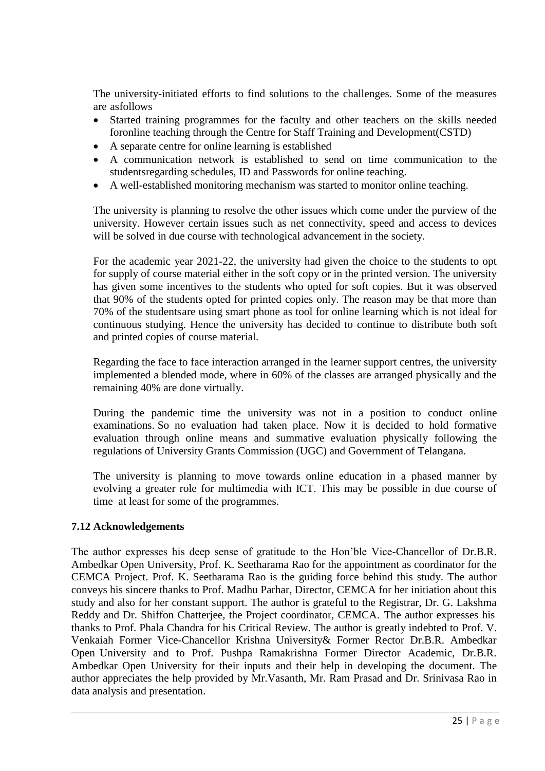The university-initiated efforts to find solutions to the challenges. Some of the measures are asfollows

- Started training programmes for the faculty and other teachers on the skills needed foronline teaching through the Centre for Staff Training and Development(CSTD)
- A separate centre for online learning is established
- A communication network is established to send on time communication to the studentsregarding schedules, ID and Passwords for online teaching.
- A well-established monitoring mechanism was started to monitor online teaching.

The university is planning to resolve the other issues which come under the purview of the university. However certain issues such as net connectivity, speed and access to devices will be solved in due course with technological advancement in the society.

For the academic year 2021-22, the university had given the choice to the students to opt for supply of course material either in the soft copy or in the printed version. The university has given some incentives to the students who opted for soft copies. But it was observed that 90% of the students opted for printed copies only. The reason may be that more than 70% of the studentsare using smart phone as tool for online learning which is not ideal for continuous studying. Hence the university has decided to continue to distribute both soft and printed copies of course material.

Regarding the face to face interaction arranged in the learner support centres, the university implemented a blended mode, where in 60% of the classes are arranged physically and the remaining 40% are done virtually.

During the pandemic time the university was not in a position to conduct online examinations. So no evaluation had taken place. Now it is decided to hold formative evaluation through online means and summative evaluation physically following the regulations of University Grants Commission (UGC) and Government of Telangana.

The university is planning to move towards online education in a phased manner by evolving a greater role for multimedia with ICT. This may be possible in due course of time at least for some of the programmes.

### 7.12 Acknowledgements

The author expresses his deep sense of gratitude to the Hon'ble Vice-Chancellor of Dr.B.R. Ambedkar Open University, Prof. K. Seetharama Rao for the appointment as coordinator for the CEMCA Project. Prof. K. Seetharama Rao is the guiding force behind this study. The author conveys his sincere thanks to Prof. Madhu Parhar, Director, CEMCA for her initiation about this study and also for her constant support. The author is grateful to the Registrar, Dr. G. Lakshma Reddy and Dr. Shiffon Chatterjee, the Project coordinator, CEMCA. The author expresses his thanks to Prof. Phala Chandra for his Critical Review. The author is greatly indebted to Prof. V. Venkaiah Former Vice-Chancellor Krishna University& Former Rector Dr.B.R. Ambedkar Open University and to Prof. Pushpa Ramakrishna Former Director Academic, Dr.B.R. Ambedkar Open University for their inputs and their help in developing the document. The author appreciates the help provided by Mr.Vasanth, Mr. Ram Prasad and Dr. Srinivasa Rao in data analysis and presentation.